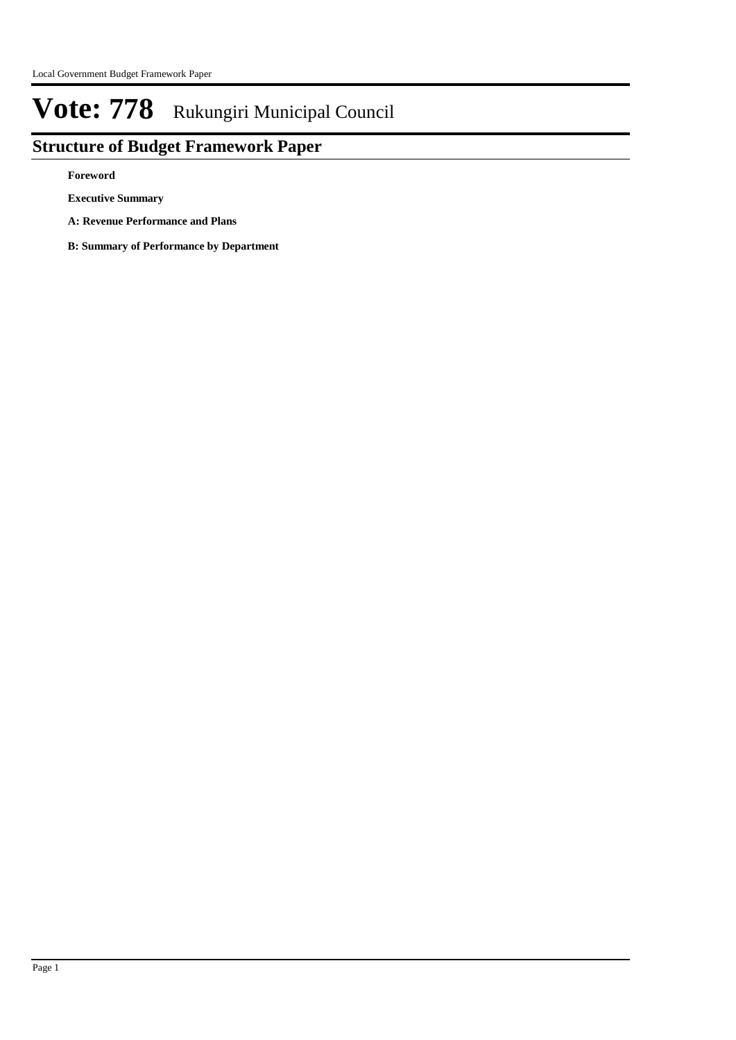# Vote: 778 Rukungiri Municipal Council

## Structure of Budget Framework Paper

**Foreword**

**Executive Summary**

**A: Revenue Performance and Plans**

**B: Summary of Performance by Department**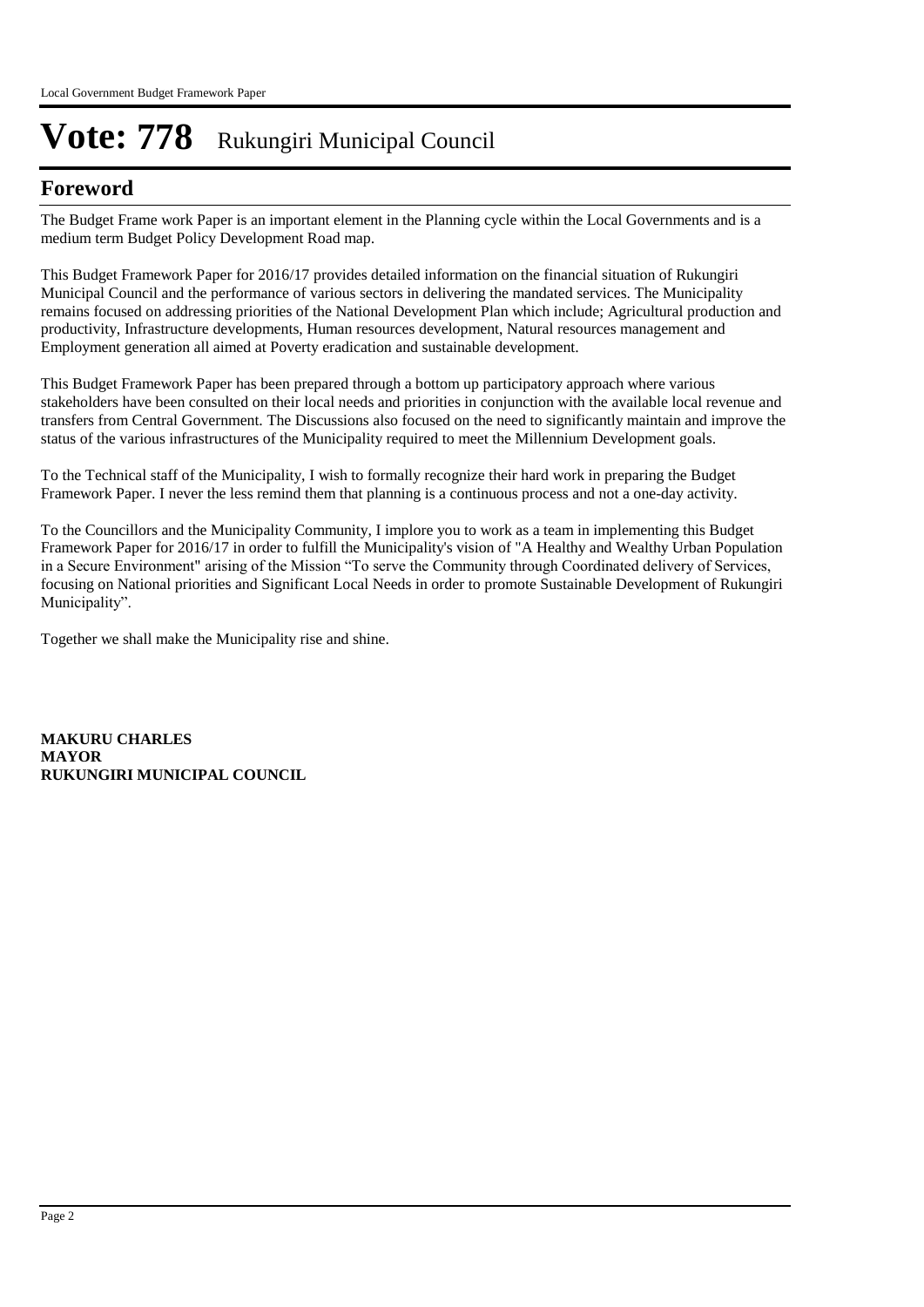# Vote: 778 Rukungiri Municipal Council

## Foreword

The Budget Frame work Paper is an important element in the Planning cycle within the Local Governments and is a medium term Budget Policy Development Road map.

This Budget Framework Paper for 2016/17 provides detailed information on the financial situation of Rukungiri Municipal Council and the performance of various sectors in delivering the mandated services. The Municipality remains focused on addressing priorities of the National Development Plan which include; Agricultural production and productivity, Infrastructure developments, Human resources development, Natural resources management and Employment generation all aimed at Poverty eradication and sustainable development.

This Budget Framework Paper has been prepared through a bottom up participatory approach where various stakeholders have been consulted on their local needs and priorities in conjunction with the available local revenue and transfers from Central Government. The Discussions also focused on the need to significantly maintain and improve the status of the various infrastructures of the Municipality required to meet the Millennium Development goals.

To the Technical staff of the Municipality, I wish to formally recognize their hard work in preparing the Budget Framework Paper. I never the less remind them that planning is a continuous process and not a one-day activity.

To the Councillors and the Municipality Community, I implore you to work as a team in implementing this Budget Framework Paper for 2016/17 in order to fulfill the Municipality's vision of "A Healthy and Wealthy Urban Population in a Secure Environment" arising of the Mission "To serve the Community through Coordinated delivery of Services, focusing on National priorities and Significant Local Needs in order to promote Sustainable Development of Rukungiri Municipality".

Together we shall make the Municipality rise and shine.

**MAKURU CHARLES**
**MAYOR**
**RUKUNGIRI MUNICIPAL COUNCIL**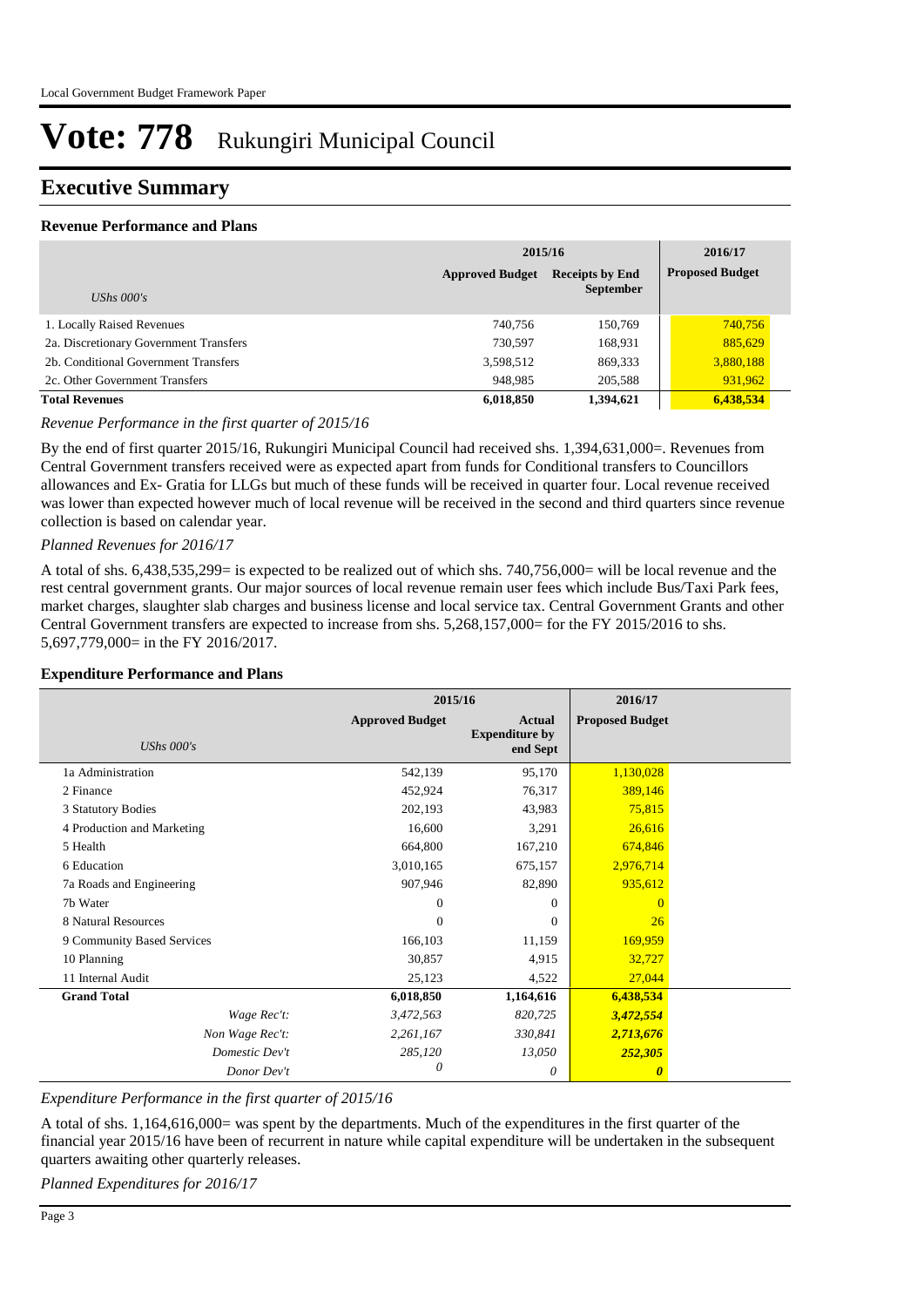# Vote: 778 Rukungiri Municipal Council

## Executive Summary

### Revenue Performance and Plans

| | 2015/16 | | 2016/17 |
|---|---|---|---|
| *UShs 000's* | Approved Budget | Receipts by End September | Proposed Budget |
| 1. Locally Raised Revenues | 740,756 | 150,769 | 740,756 |
| 2a. Discretionary Government Transfers | 730,597 | 168,931 | 885,629 |
| 2b. Conditional Government Transfers | 3,598,512 | 869,333 | 3,880,188 |
| 2c. Other Government Transfers | 948,985 | 205,588 | 931,962 |
| **Total Revenues** | **6,018,850** | **1,394,621** | **6,438,534** |

*Revenue Performance in the first quarter of 2015/16*

By the end of first quarter 2015/16, Rukungiri Municipal Council had received shs. 1,394,631,000=. Revenues from Central Government transfers received were as expected apart from funds for Conditional transfers to Councillors allowances and Ex- Gratia for LLGs but much of these funds will be received in quarter four. Local revenue received was lower than expected however much of local revenue will be received in the second and third quarters since revenue collection is based on calendar year.

*Planned Revenues for 2016/17*

A total of shs. 6,438,535,299= is expected to be realized out of which shs. 740,756,000= will be local revenue and the rest central government grants. Our major sources of local revenue remain user fees which include Bus/Taxi Park fees, market charges, slaughter slab charges and business license and local service tax. Central Government Grants and other Central Government transfers are expected to increase from shs. 5,268,157,000= for the FY 2015/2016 to shs. 5,697,779,000= in the FY 2016/2017.

### Expenditure Performance and Plans

| | 2015/16 | | 2016/17 |
|---|---|---|---|
| *UShs 000's* | Approved Budget | Actual Expenditure by end Sept | Proposed Budget |
| 1a Administration | 542,139 | 95,170 | 1,130,028 |
| 2 Finance | 452,924 | 76,317 | 389,146 |
| 3 Statutory Bodies | 202,193 | 43,983 | 75,815 |
| 4 Production and Marketing | 16,600 | 3,291 | 26,616 |
| 5 Health | 664,800 | 167,210 | 674,846 |
| 6 Education | 3,010,165 | 675,157 | 2,976,714 |
| 7a Roads and Engineering | 907,946 | 82,890 | 935,612 |
| 7b Water | 0 | 0 | 0 |
| 8 Natural Resources | 0 | 0 | 26 |
| 9 Community Based Services | 166,103 | 11,159 | 169,959 |
| 10 Planning | 30,857 | 4,915 | 32,727 |
| 11 Internal Audit | 25,123 | 4,522 | 27,044 |
| **Grand Total** | **6,018,850** | **1,164,616** | **6,438,534** |
| *Wage Rec't:* | *3,472,563* | *820,725* | ***3,472,554*** |
| *Non Wage Rec't:* | *2,261,167* | *330,841* | ***2,713,676*** |
| *Domestic Dev't* | *285,120* | *13,050* | ***252,305*** |
| *Donor Dev't* | *0* | *0* | ***0*** |

*Expenditure Performance in the first quarter of 2015/16*

A total of shs. 1,164,616,000= was spent by the departments. Much of the expenditures in the first quarter of the financial year 2015/16 have been of recurrent in nature while capital expenditure will be undertaken in the subsequent quarters awaiting other quarterly releases.

*Planned Expenditures for 2016/17*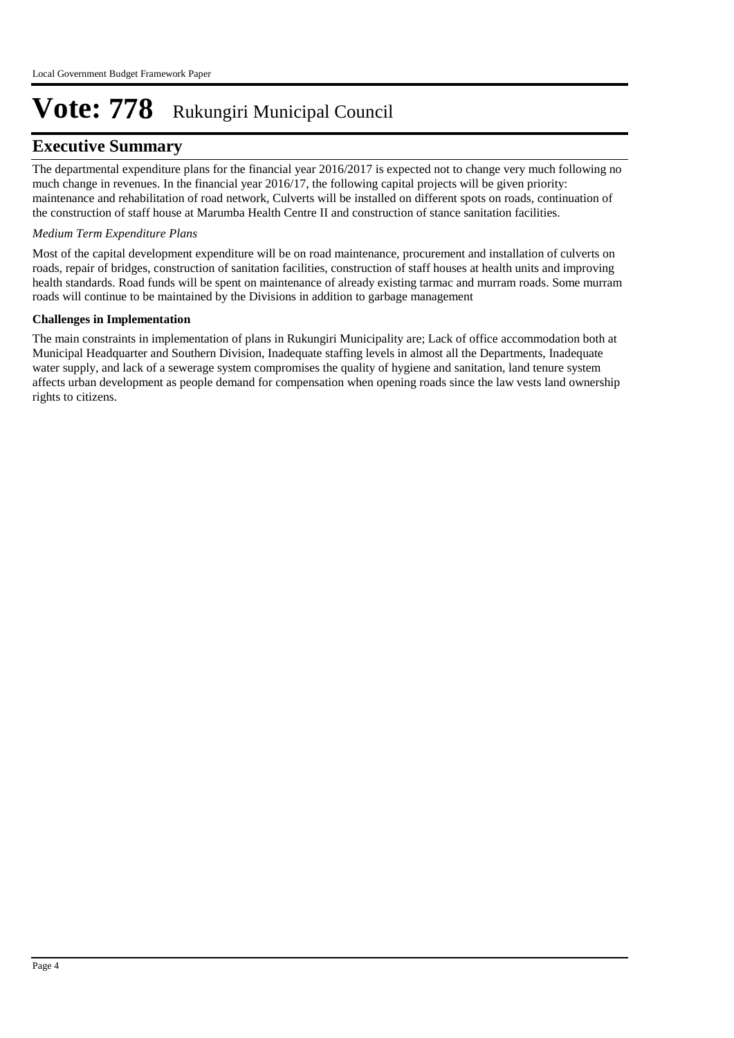# Vote: 778 Rukungiri Municipal Council

## Executive Summary

The departmental expenditure plans for the financial year 2016/2017 is expected not to change very much following no much change in revenues. In the financial year 2016/17, the following capital projects will be given priority: maintenance and rehabilitation of road network, Culverts will be installed on different spots on roads, continuation of the construction of staff house at Marumba Health Centre II and construction of stance sanitation facilities.

*Medium Term Expenditure Plans*

Most of the capital development expenditure will be on road maintenance, procurement and installation of culverts on roads, repair of bridges, construction of sanitation facilities, construction of staff houses at health units and improving health standards. Road funds will be spent on maintenance of already existing tarmac and murram roads. Some murram roads will continue to be maintained by the Divisions in addition to garbage management

**Challenges in Implementation**

The main constraints in implementation of plans in Rukungiri Municipality are; Lack of office accommodation both at Municipal Headquarter and Southern Division, Inadequate staffing levels in almost all the Departments, Inadequate water supply, and lack of a sewerage system compromises the quality of hygiene and sanitation, land tenure system affects urban development as people demand for compensation when opening roads since the law vests land ownership rights to citizens.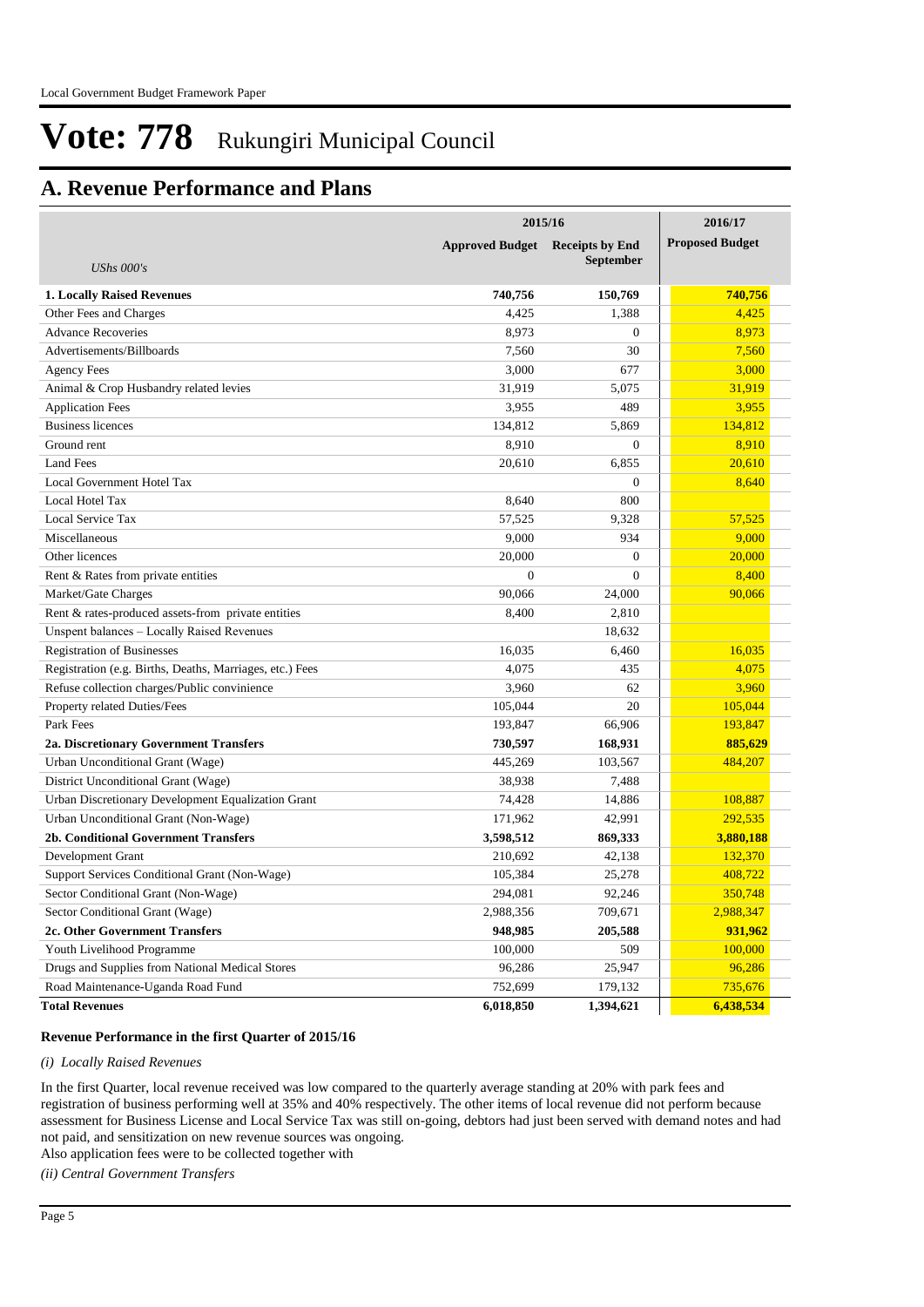# Vote: 778 Rukungiri Municipal Council

## A. Revenue Performance and Plans

| *UShs 000's* | 2015/16 Approved Budget | 2015/16 Receipts by End September | 2016/17 Proposed Budget |
|---|---|---|---|
| **1. Locally Raised Revenues** | **740,756** | **150,769** | **740,756** |
| Other Fees and Charges | 4,425 | 1,388 | 4,425 |
| Advance Recoveries | 8,973 | 0 | 8,973 |
| Advertisements/Billboards | 7,560 | 30 | 7,560 |
| Agency Fees | 3,000 | 677 | 3,000 |
| Animal & Crop Husbandry related levies | 31,919 | 5,075 | 31,919 |
| Application Fees | 3,955 | 489 | 3,955 |
| Business licences | 134,812 | 5,869 | 134,812 |
| Ground rent | 8,910 | 0 | 8,910 |
| Land Fees | 20,610 | 6,855 | 20,610 |
| Local Government Hotel Tax | | 0 | 8,640 |
| Local Hotel Tax | 8,640 | 800 | |
| Local Service Tax | 57,525 | 9,328 | 57,525 |
| Miscellaneous | 9,000 | 934 | 9,000 |
| Other licences | 20,000 | 0 | 20,000 |
| Rent & Rates from private entities | 0 | 0 | 8,400 |
| Market/Gate Charges | 90,066 | 24,000 | 90,066 |
| Rent & rates-produced assets-from private entities | 8,400 | 2,810 | |
| Unspent balances – Locally Raised Revenues | | 18,632 | |
| Registration of Businesses | 16,035 | 6,460 | 16,035 |
| Registration (e.g. Births, Deaths, Marriages, etc.) Fees | 4,075 | 435 | 4,075 |
| Refuse collection charges/Public convinience | 3,960 | 62 | 3,960 |
| Property related Duties/Fees | 105,044 | 20 | 105,044 |
| Park Fees | 193,847 | 66,906 | 193,847 |
| **2a. Discretionary Government Transfers** | **730,597** | **168,931** | **885,629** |
| Urban Unconditional Grant (Wage) | 445,269 | 103,567 | 484,207 |
| District Unconditional Grant (Wage) | 38,938 | 7,488 | |
| Urban Discretionary Development Equalization Grant | 74,428 | 14,886 | 108,887 |
| Urban Unconditional Grant (Non-Wage) | 171,962 | 42,991 | 292,535 |
| **2b. Conditional Government Transfers** | **3,598,512** | **869,333** | **3,880,188** |
| Development Grant | 210,692 | 42,138 | 132,370 |
| Support Services Conditional Grant (Non-Wage) | 105,384 | 25,278 | 408,722 |
| Sector Conditional Grant (Non-Wage) | 294,081 | 92,246 | 350,748 |
| Sector Conditional Grant (Wage) | 2,988,356 | 709,671 | 2,988,347 |
| **2c. Other Government Transfers** | **948,985** | **205,588** | **931,962** |
| Youth Livelihood Programme | 100,000 | 509 | 100,000 |
| Drugs and Supplies from National Medical Stores | 96,286 | 25,947 | 96,286 |
| Road Maintenance-Uganda Road Fund | 752,699 | 179,132 | 735,676 |
| **Total Revenues** | **6,018,850** | **1,394,621** | **6,438,534** |

**Revenue Performance in the first Quarter of 2015/16**

*(i) Locally Raised Revenues*

In the first Quarter, local revenue received was low compared to the quarterly average standing at 20% with park fees and registration of business performing well at 35% and 40% respectively. The other items of local revenue did not perform because assessment for Business License and Local Service Tax was still on-going, debtors had just been served with demand notes and had not paid, and sensitization on new revenue sources was ongoing.
Also application fees were to be collected together with

*(ii) Central Government Transfers*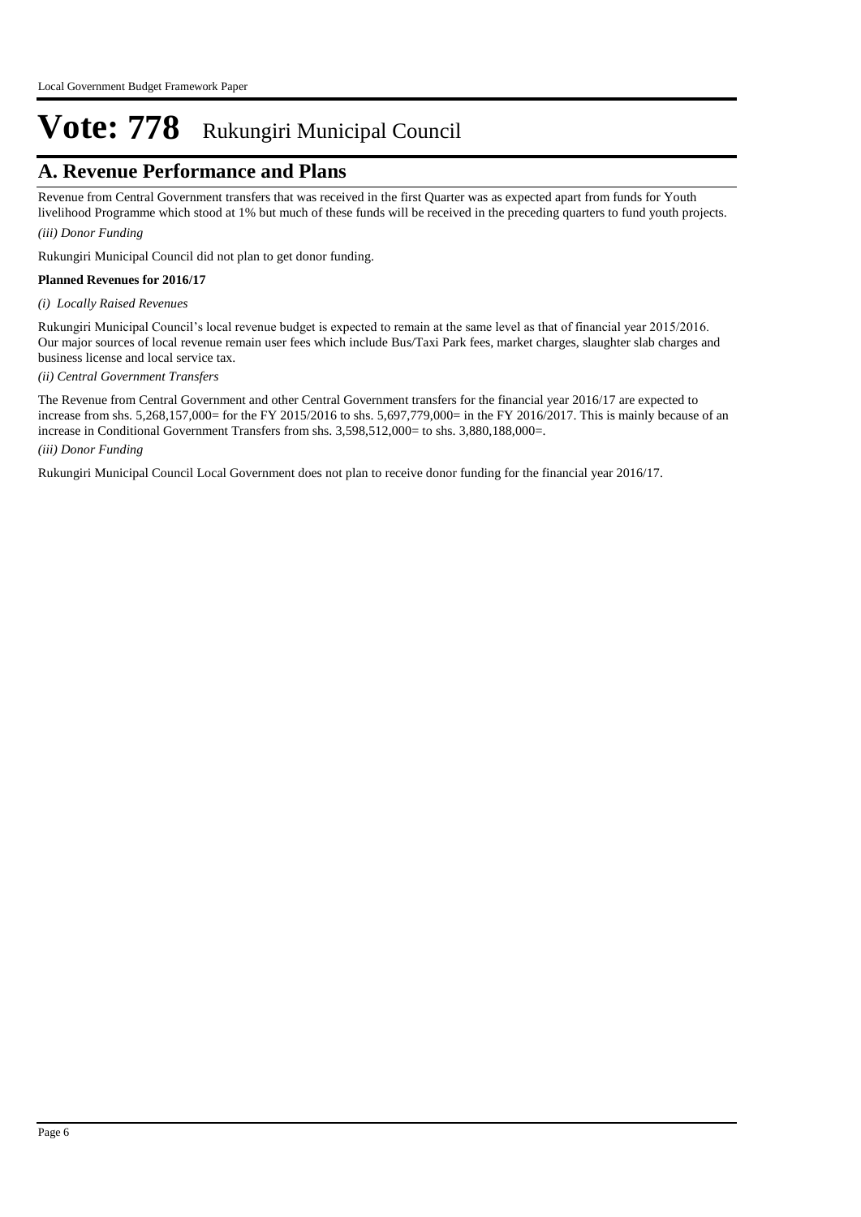# Vote: 778 Rukungiri Municipal Council

## A. Revenue Performance and Plans

Revenue from Central Government transfers that was received in the first Quarter was as expected apart from funds for Youth livelihood Programme which stood at 1% but much of these funds will be received in the preceding quarters to fund youth projects.

*(iii) Donor Funding*

Rukungiri Municipal Council did not plan to get donor funding.

**Planned Revenues for 2016/17**

*(i) Locally Raised Revenues*

Rukungiri Municipal Council's local revenue budget is expected to remain at the same level as that of financial year 2015/2016. Our major sources of local revenue remain user fees which include Bus/Taxi Park fees, market charges, slaughter slab charges and business license and local service tax.

*(ii) Central Government Transfers*

The Revenue from Central Government and other Central Government transfers for the financial year 2016/17 are expected to increase from shs. 5,268,157,000= for the FY 2015/2016 to shs. 5,697,779,000= in the FY 2016/2017. This is mainly because of an increase in Conditional Government Transfers from shs. 3,598,512,000= to shs. 3,880,188,000=.

*(iii) Donor Funding*

Rukungiri Municipal Council Local Government does not plan to receive donor funding for the financial year 2016/17.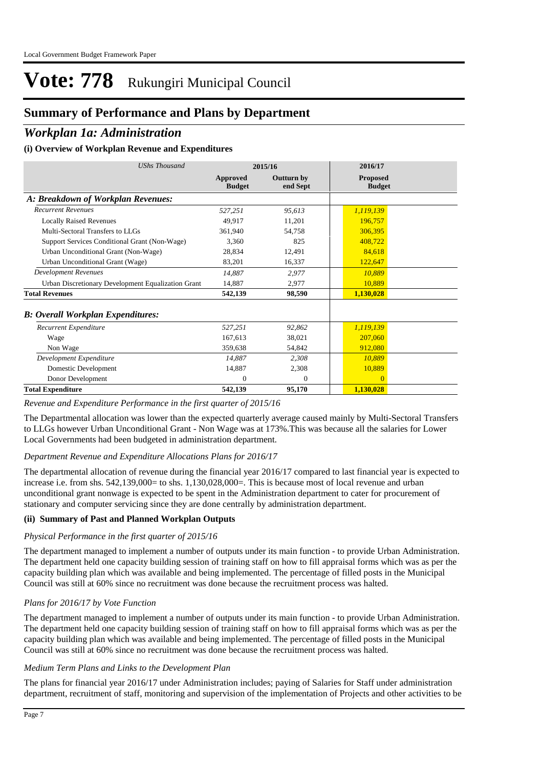Local Government Budget Framework Paper

# Vote: 778 Rukungiri Municipal Council

## Summary of Performance and Plans by Department

## *Workplan 1a: Administration*

### (i) Overview of Workplan Revenue and Expenditures

| *UShs Thousand* | 2015/16 | | 2016/17 |
|---|---|---|---|
| | **Approved Budget** | **Outturn by end Sept** | **Proposed Budget** |
| ***A: Breakdown of Workplan Revenues:*** | | | |
| *Recurrent Revenues* | *527,251* | *95,613* | *1,119,139* |
| Locally Raised Revenues | 49,917 | 11,201 | 196,757 |
| Multi-Sectoral Transfers to LLGs | 361,940 | 54,758 | 306,395 |
| Support Services Conditional Grant (Non-Wage) | 3,360 | 825 | 408,722 |
| Urban Unconditional Grant (Non-Wage) | 28,834 | 12,491 | 84,618 |
| Urban Unconditional Grant (Wage) | 83,201 | 16,337 | 122,647 |
| *Development Revenues* | *14,887* | *2,977* | *10,889* |
| Urban Discretionary Development Equalization Grant | 14,887 | 2,977 | 10,889 |
| **Total Revenues** | **542,139** | **98,590** | **1,130,028** |
| ***B: Overall Workplan Expenditures:*** | | | |
| *Recurrent Expenditure* | *527,251* | *92,862* | *1,119,139* |
| Wage | 167,613 | 38,021 | 207,060 |
| Non Wage | 359,638 | 54,842 | 912,080 |
| *Development Expenditure* | *14,887* | *2,308* | *10,889* |
| Domestic Development | 14,887 | 2,308 | 10,889 |
| Donor Development | 0 | 0 | 0 |
| **Total Expenditure** | **542,139** | **95,170** | **1,130,028** |

*Revenue and Expenditure Performance in the first quarter of 2015/16*

The Departmental allocation was lower than the expected quarterly average caused mainly by Multi-Sectoral Transfers to LLGs however Urban Unconditional Grant - Non Wage was at 173%.This was because all the salaries for Lower Local Governments had been budgeted in administration department.

*Department Revenue and Expenditure Allocations Plans for 2016/17*

The departmental allocation of revenue during the financial year 2016/17 compared to last financial year is expected to increase i.e. from shs. 542,139,000= to shs. 1,130,028,000=. This is because most of local revenue and urban unconditional grant nonwage is expected to be spent in the Administration department to cater for procurement of stationary and computer servicing since they are done centrally by administration department.

### (ii) Summary of Past and Planned Workplan Outputs

*Physical Performance in the first quarter of 2015/16*

The department managed to implement a number of outputs under its main function - to provide Urban Administration. The department held one capacity building session of training staff on how to fill appraisal forms which was as per the capacity building plan which was available and being implemented. The percentage of filled posts in the Municipal Council was still at 60% since no recruitment was done because the recruitment process was halted.

*Plans for 2016/17 by Vote Function*

The department managed to implement a number of outputs under its main function - to provide Urban Administration. The department held one capacity building session of training staff on how to fill appraisal forms which was as per the capacity building plan which was available and being implemented. The percentage of filled posts in the Municipal Council was still at 60% since no recruitment was done because the recruitment process was halted.

*Medium Term Plans and Links to the Development Plan*

The plans for financial year 2016/17 under Administration includes; paying of Salaries for Staff under administration department, recruitment of staff, monitoring and supervision of the implementation of Projects and other activities to be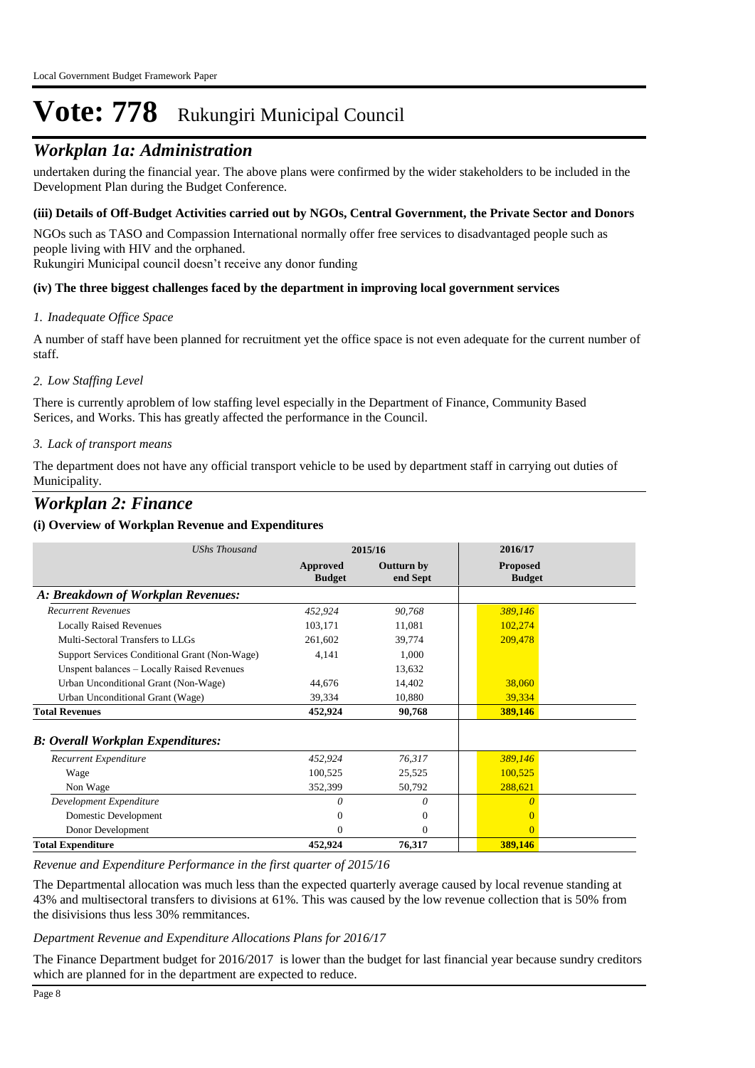# Vote: 778 Rukungiri Municipal Council

## *Workplan 1a: Administration*

undertaken during the financial year. The above plans were confirmed by the wider stakeholders to be included in the Development Plan during the Budget Conference.

#### (iii) Details of Off-Budget Activities carried out by NGOs, Central Government, the Private Sector and Donors

NGOs such as TASO and Compassion International normally offer free services to disadvantaged people such as people living with HIV and the orphaned.
Rukungiri Municipal council doesn't receive any donor funding

#### (iv) The three biggest challenges faced by the department in improving local government services

*1. Inadequate Office Space*

A number of staff have been planned for recruitment yet the office space is not even adequate for the current number of staff.

*2. Low Staffing Level*

There is currently aproblem of low staffing level especially in the Department of Finance, Community Based Serices, and Works. This has greatly affected the performance in the Council.

*3. Lack of transport means*

The department does not have any official transport vehicle to be used by department staff in carrying out duties of Municipality.

## *Workplan 2: Finance*

#### (i) Overview of Workplan Revenue and Expenditures

| *UShs Thousand* | 2015/16 | | 2016/17 |
|---|---|---|---|
| | **Approved Budget** | **Outturn by end Sept** | **Proposed Budget** |
| ***A: Breakdown of Workplan Revenues:*** | | | |
| *Recurrent Revenues* | *452,924* | *90,768* | *389,146* |
| Locally Raised Revenues | 103,171 | 11,081 | 102,274 |
| Multi-Sectoral Transfers to LLGs | 261,602 | 39,774 | 209,478 |
| Support Services Conditional Grant (Non-Wage) | 4,141 | 1,000 | |
| Unspent balances – Locally Raised Revenues | | 13,632 | |
| Urban Unconditional Grant (Non-Wage) | 44,676 | 14,402 | 38,060 |
| Urban Unconditional Grant (Wage) | 39,334 | 10,880 | 39,334 |
| **Total Revenues** | **452,924** | **90,768** | **389,146** |
| ***B: Overall Workplan Expenditures:*** | | | |
| *Recurrent Expenditure* | *452,924* | *76,317* | *389,146* |
| Wage | 100,525 | 25,525 | 100,525 |
| Non Wage | 352,399 | 50,792 | 288,621 |
| *Development Expenditure* | *0* | *0* | *0* |
| Domestic Development | 0 | 0 | 0 |
| Donor Development | 0 | 0 | 0 |
| **Total Expenditure** | **452,924** | **76,317** | **389,146** |

*Revenue and Expenditure Performance in the first quarter of 2015/16*

The Departmental allocation was much less than the expected quarterly average caused by local revenue standing at 43% and multisectoral transfers to divisions at 61%. This was caused by the low revenue collection that is 50% from the disivisions thus less 30% remmitances.

*Department Revenue and Expenditure Allocations Plans for 2016/17*

The Finance Department budget for 2016/2017 is lower than the budget for last financial year because sundry creditors which are planned for in the department are expected to reduce.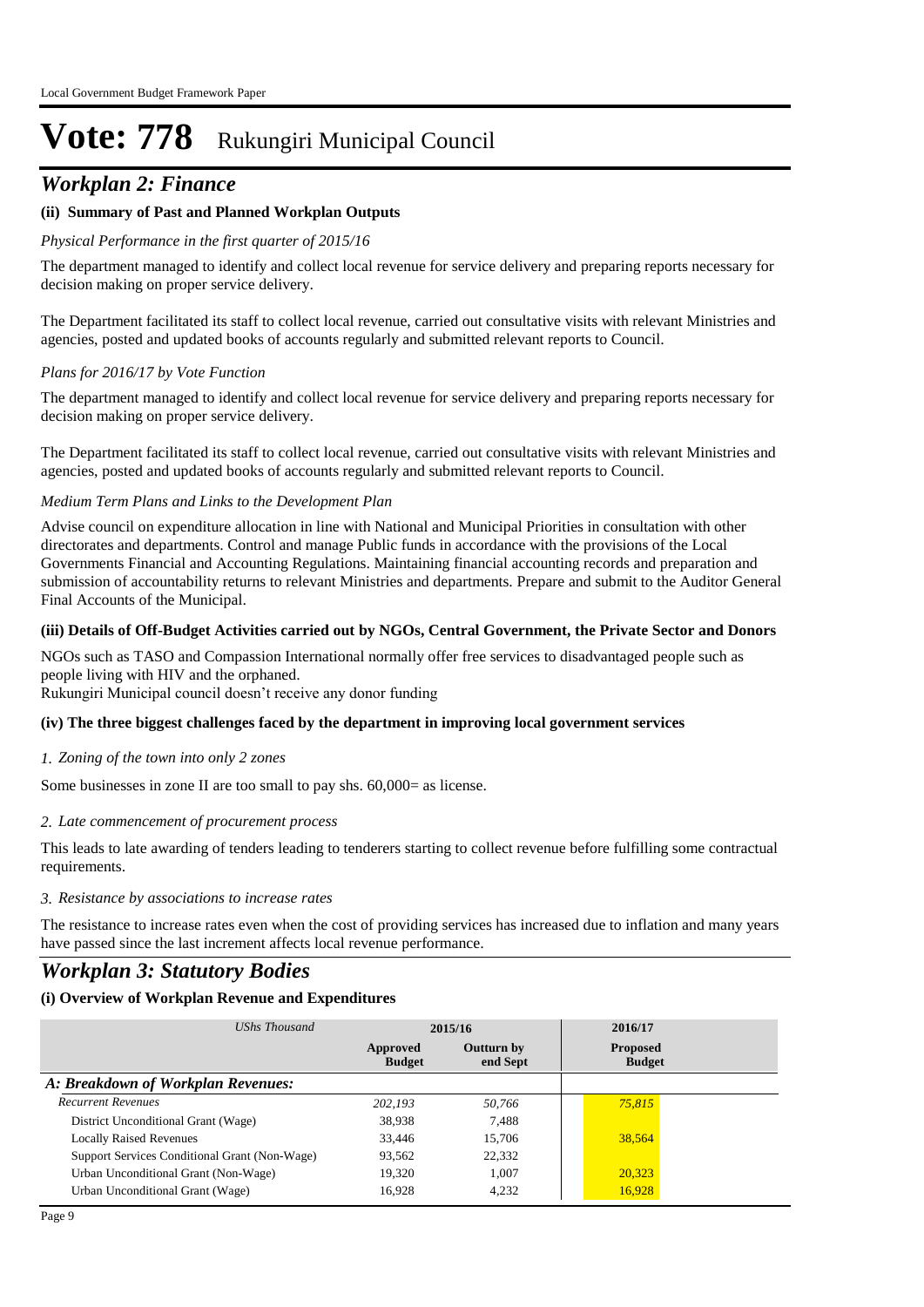# Vote: 778 Rukungiri Municipal Council

## *Workplan 2: Finance*

### (ii) Summary of Past and Planned Workplan Outputs

*Physical Performance in the first quarter of 2015/16*

The department managed to identify and collect local revenue for service delivery and preparing reports necessary for decision making on proper service delivery.

The Department facilitated its staff to collect local revenue, carried out consultative visits with relevant Ministries and agencies, posted and updated books of accounts regularly and submitted relevant reports to Council.

*Plans for 2016/17 by Vote Function*

The department managed to identify and collect local revenue for service delivery and preparing reports necessary for decision making on proper service delivery.

The Department facilitated its staff to collect local revenue, carried out consultative visits with relevant Ministries and agencies, posted and updated books of accounts regularly and submitted relevant reports to Council.

*Medium Term Plans and Links to the Development Plan*

Advise council on expenditure allocation in line with National and Municipal Priorities in consultation with other directorates and departments. Control and manage Public funds in accordance with the provisions of the Local Governments Financial and Accounting Regulations. Maintaining financial accounting records and preparation and submission of accountability returns to relevant Ministries and departments. Prepare and submit to the Auditor General Final Accounts of the Municipal.

### (iii) Details of Off-Budget Activities carried out by NGOs, Central Government, the Private Sector and Donors

NGOs such as TASO and Compassion International normally offer free services to disadvantaged people such as people living with HIV and the orphaned.
Rukungiri Municipal council doesn't receive any donor funding

### (iv) The three biggest challenges faced by the department in improving local government services

*1. Zoning of the town into only 2 zones*

Some businesses in zone II are too small to pay shs. 60,000= as license.

*2. Late commencement of procurement process*

This leads to late awarding of tenders leading to tenderers starting to collect revenue before fulfilling some contractual requirements.

*3. Resistance by associations to increase rates*

The resistance to increase rates even when the cost of providing services has increased due to inflation and many years have passed since the last increment affects local revenue performance.

## *Workplan 3: Statutory Bodies*

### (i) Overview of Workplan Revenue and Expenditures

| *UShs Thousand* | 2015/16 | | 2016/17 |
|---|---|---|---|
| | Approved Budget | Outturn by end Sept | Proposed Budget |
| ***A: Breakdown of Workplan Revenues:*** | | | |
| *Recurrent Revenues* | *202,193* | *50,766* | *75,815* |
| District Unconditional Grant (Wage) | 38,938 | 7,488 | |
| Locally Raised Revenues | 33,446 | 15,706 | 38,564 |
| Support Services Conditional Grant (Non-Wage) | 93,562 | 22,332 | |
| Urban Unconditional Grant (Non-Wage) | 19,320 | 1,007 | 20,323 |
| Urban Unconditional Grant (Wage) | 16,928 | 4,232 | 16,928 |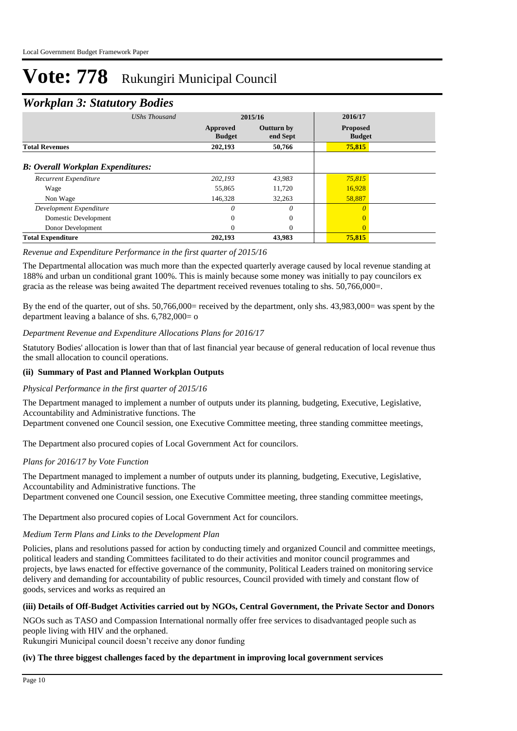# Vote: 778 Rukungiri Municipal Council

## *Workplan 3: Statutory Bodies*

| *UShs Thousand* | 2015/16 | | 2016/17 |
|---|---|---|---|
| | **Approved Budget** | **Outturn by end Sept** | **Proposed Budget** |
| **Total Revenues** | **202,193** | **50,766** | **75,815** |
| ***B: Overall Workplan Expenditures:*** | | | |
| *Recurrent Expenditure* | *202,193* | *43,983* | *75,815* |
| Wage | 55,865 | 11,720 | 16,928 |
| Non Wage | 146,328 | 32,263 | 58,887 |
| *Development Expenditure* | *0* | *0* | *0* |
| Domestic Development | 0 | 0 | 0 |
| Donor Development | 0 | 0 | 0 |
| **Total Expenditure** | **202,193** | **43,983** | **75,815** |

*Revenue and Expenditure Performance in the first quarter of 2015/16*

The Departmental allocation was much more than the expected quarterly average caused by local revenue standing at 188% and urban un conditional grant 100%. This is mainly because some money was initially to pay councilors ex gracia as the release was being awaited The department received revenues totaling to shs. 50,766,000=.

By the end of the quarter, out of shs. 50,766,000= received by the department, only shs. 43,983,000= was spent by the department leaving a balance of shs. 6,782,000= o

*Department Revenue and Expenditure Allocations Plans for 2016/17*

Statutory Bodies' allocation is lower than that of last financial year because of general reducation of local revenue thus the small allocation to council operations.

### (ii) Summary of Past and Planned Workplan Outputs

*Physical Performance in the first quarter of 2015/16*

The Department managed to implement a number of outputs under its planning, budgeting, Executive, Legislative, Accountability and Administrative functions. The
Department convened one Council session, one Executive Committee meeting, three standing committee meetings,

The Department also procured copies of Local Government Act for councilors.

*Plans for 2016/17 by Vote Function*

The Department managed to implement a number of outputs under its planning, budgeting, Executive, Legislative, Accountability and Administrative functions. The
Department convened one Council session, one Executive Committee meeting, three standing committee meetings,

The Department also procured copies of Local Government Act for councilors.

*Medium Term Plans and Links to the Development Plan*

Policies, plans and resolutions passed for action by conducting timely and organized Council and committee meetings, political leaders and standing Committees facilitated to do their activities and monitor council programmes and projects, bye laws enacted for effective governance of the community, Political Leaders trained on monitoring service delivery and demanding for accountability of public resources, Council provided with timely and constant flow of goods, services and works as required an

### (iii) Details of Off-Budget Activities carried out by NGOs, Central Government, the Private Sector and Donors

NGOs such as TASO and Compassion International normally offer free services to disadvantaged people such as people living with HIV and the orphaned.
Rukungiri Municipal council doesn't receive any donor funding

### (iv) The three biggest challenges faced by the department in improving local government services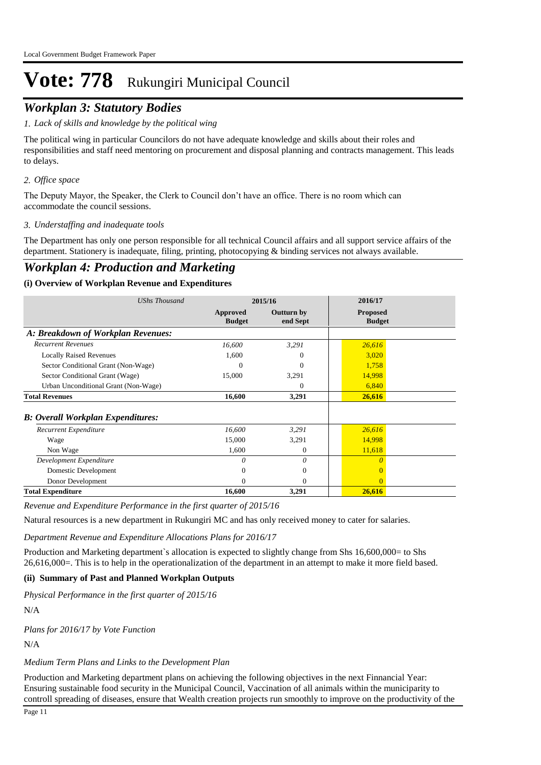# Vote: 778 Rukungiri Municipal Council

## *Workplan 3: Statutory Bodies*

*1. Lack of skills and knowledge by the political wing*

The political wing in particular Councilors do not have adequate knowledge and skills about their roles and responsibilities and staff need mentoring on procurement and disposal planning and contracts management. This leads to delays.

*2. Office space*

The Deputy Mayor, the Speaker, the Clerk to Council don't have an office. There is no room which can accommodate the council sessions.

*3. Understaffing and inadequate tools*

The Department has only one person responsible for all technical Council affairs and all support service affairs of the department. Stationery is inadequate, filing, printing, photocopying & binding services not always available.

## *Workplan 4: Production and Marketing*

### (i) Overview of Workplan Revenue and Expenditures

| *UShs Thousand* | 2015/16 | | 2016/17 |
|---|---|---|---|
| | **Approved Budget** | **Outturn by end Sept** | **Proposed Budget** |
| ***A: Breakdown of Workplan Revenues:*** | | | |
| *Recurrent Revenues* | *16,600* | *3,291* | *26,616* |
| Locally Raised Revenues | 1,600 | 0 | 3,020 |
| Sector Conditional Grant (Non-Wage) | 0 | 0 | 1,758 |
| Sector Conditional Grant (Wage) | 15,000 | 3,291 | 14,998 |
| Urban Unconditional Grant (Non-Wage) | | 0 | 6,840 |
| **Total Revenues** | **16,600** | **3,291** | **26,616** |
| ***B: Overall Workplan Expenditures:*** | | | |
| *Recurrent Expenditure* | *16,600* | *3,291* | *26,616* |
| Wage | 15,000 | 3,291 | 14,998 |
| Non Wage | 1,600 | 0 | 11,618 |
| *Development Expenditure* | *0* | *0* | *0* |
| Domestic Development | 0 | 0 | 0 |
| Donor Development | 0 | 0 | 0 |
| **Total Expenditure** | **16,600** | **3,291** | **26,616** |

*Revenue and Expenditure Performance in the first quarter of 2015/16*

Natural resources is a new department in Rukungiri MC and has only received money to cater for salaries.

*Department Revenue and Expenditure Allocations Plans for 2016/17*

Production and Marketing department`s allocation is expected to slightly change from Shs 16,600,000= to Shs 26,616,000=. This is to help in the operationalization of the department in an attempt to make it more field based.

### (ii) Summary of Past and Planned Workplan Outputs

*Physical Performance in the first quarter of 2015/16*

N/A

*Plans for 2016/17 by Vote Function*

N/A

*Medium Term Plans and Links to the Development Plan*

Production and Marketing department plans on achieving the following objectives in the next Finnancial Year: Ensuring sustainable food security in the Municipal Council, Vaccination of all animals within the municiparity to controll spreading of diseases, ensure that Wealth creation projects run smoothly to improve on the productivity of the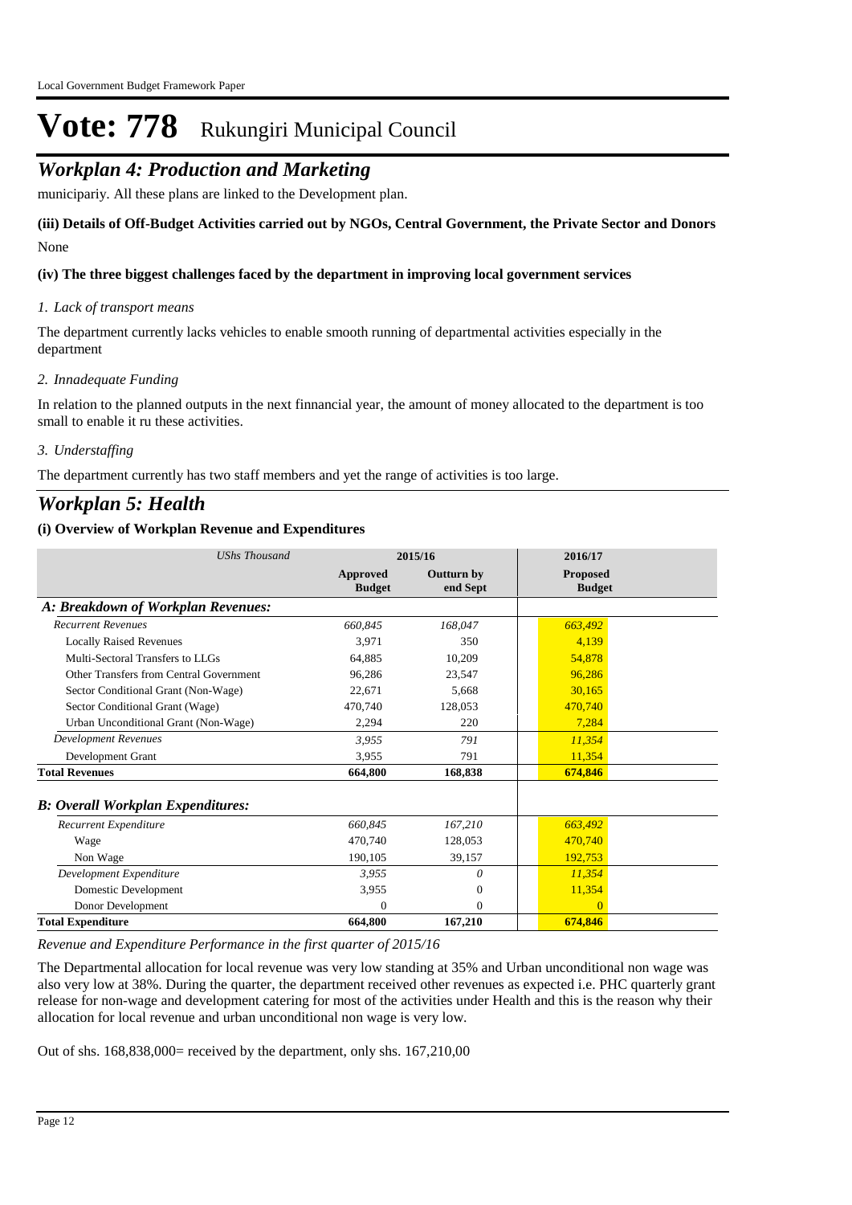# Vote: 778 Rukungiri Municipal Council

## *Workplan 4: Production and Marketing*

municipariy. All these plans are linked to the Development plan.

**(iii) Details of Off-Budget Activities carried out by NGOs, Central Government, the Private Sector and Donors**

None

**(iv) The three biggest challenges faced by the department in improving local government services**

*1. Lack of transport means*

The department currently lacks vehicles to enable smooth running of departmental activities especially in the department

*2. Innadequate Funding*

In relation to the planned outputs in the next finnancial year, the amount of money allocated to the department is too small to enable it ru these activities.

*3. Understaffing*

The department currently has two staff members and yet the range of activities is too large.

## *Workplan 5: Health*

**(i) Overview of Workplan Revenue and Expenditures**

| *UShs Thousand* | 2015/16 | | 2016/17 |
|---|---|---|---|
| | **Approved Budget** | **Outturn by end Sept** | **Proposed Budget** |
| ***A: Breakdown of Workplan Revenues:*** | | | |
| *Recurrent Revenues* | *660,845* | *168,047* | *663,492* |
| Locally Raised Revenues | 3,971 | 350 | 4,139 |
| Multi-Sectoral Transfers to LLGs | 64,885 | 10,209 | 54,878 |
| Other Transfers from Central Government | 96,286 | 23,547 | 96,286 |
| Sector Conditional Grant (Non-Wage) | 22,671 | 5,668 | 30,165 |
| Sector Conditional Grant (Wage) | 470,740 | 128,053 | 470,740 |
| Urban Unconditional Grant (Non-Wage) | 2,294 | 220 | 7,284 |
| *Development Revenues* | *3,955* | *791* | *11,354* |
| Development Grant | 3,955 | 791 | 11,354 |
| **Total Revenues** | **664,800** | **168,838** | **674,846** |
| ***B: Overall Workplan Expenditures:*** | | | |
| *Recurrent Expenditure* | *660,845* | *167,210* | *663,492* |
| Wage | 470,740 | 128,053 | 470,740 |
| Non Wage | 190,105 | 39,157 | 192,753 |
| *Development Expenditure* | *3,955* | *0* | *11,354* |
| Domestic Development | 3,955 | 0 | 11,354 |
| Donor Development | 0 | 0 | 0 |
| **Total Expenditure** | **664,800** | **167,210** | **674,846** |

*Revenue and Expenditure Performance in the first quarter of 2015/16*

The Departmental allocation for local revenue was very low standing at 35% and Urban unconditional non wage was also very low at 38%. During the quarter, the department received other revenues as expected i.e. PHC quarterly grant release for non-wage and development catering for most of the activities under Health and this is the reason why their allocation for local revenue and urban unconditional non wage is very low.

Out of shs. 168,838,000= received by the department, only shs. 167,210,00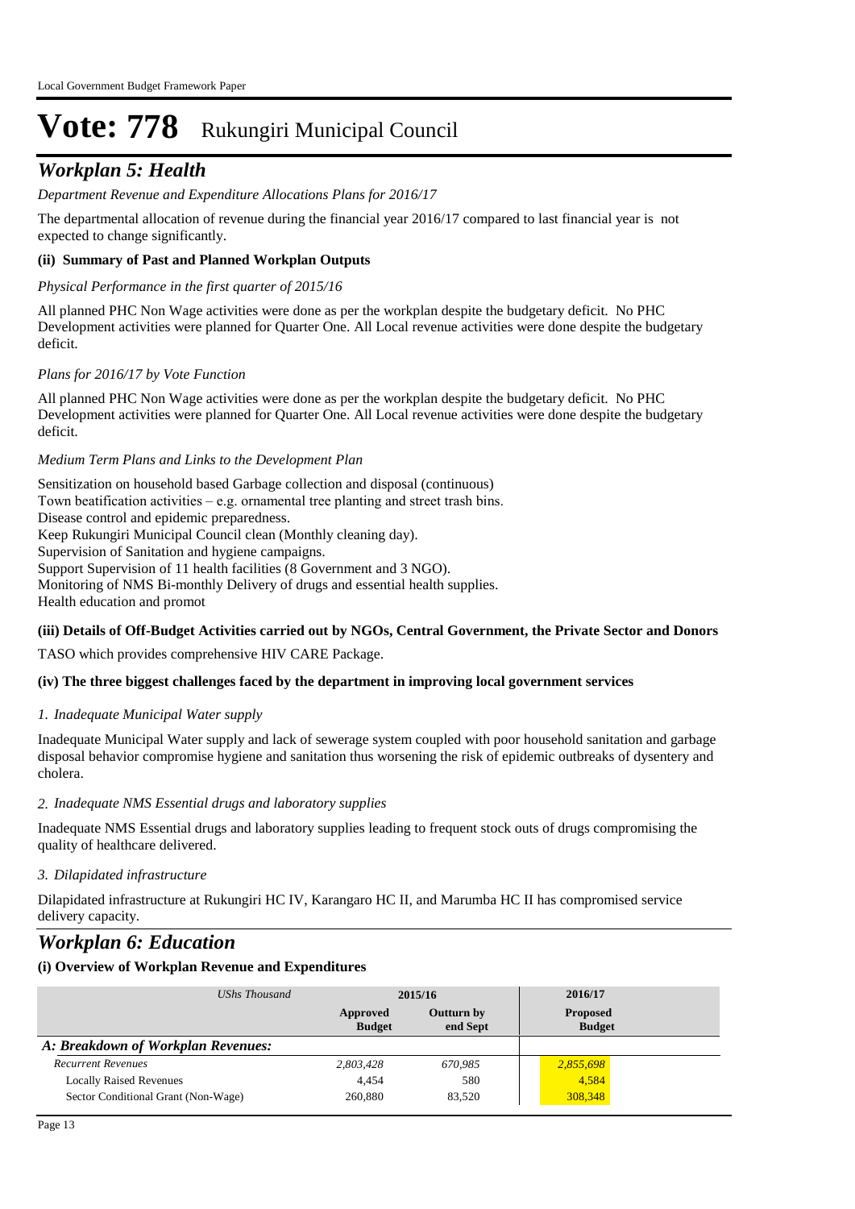# Vote: 778 Rukungiri Municipal Council

## *Workplan 5: Health*

*Department Revenue and Expenditure Allocations Plans for 2016/17*

The departmental allocation of revenue during the financial year 2016/17 compared to last financial year is not expected to change significantly.

### (ii) Summary of Past and Planned Workplan Outputs

*Physical Performance in the first quarter of 2015/16*

All planned PHC Non Wage activities were done as per the workplan despite the budgetary deficit. No PHC Development activities were planned for Quarter One. All Local revenue activities were done despite the budgetary deficit.

*Plans for 2016/17 by Vote Function*

All planned PHC Non Wage activities were done as per the workplan despite the budgetary deficit. No PHC Development activities were planned for Quarter One. All Local revenue activities were done despite the budgetary deficit.

*Medium Term Plans and Links to the Development Plan*

Sensitization on household based Garbage collection and disposal (continuous)
Town beatification activities – e.g. ornamental tree planting and street trash bins.
Disease control and epidemic preparedness.
Keep Rukungiri Municipal Council clean (Monthly cleaning day).
Supervision of Sanitation and hygiene campaigns.
Support Supervision of 11 health facilities (8 Government and 3 NGO).
Monitoring of NMS Bi-monthly Delivery of drugs and essential health supplies.
Health education and promot

### (iii) Details of Off-Budget Activities carried out by NGOs, Central Government, the Private Sector and Donors

TASO which provides comprehensive HIV CARE Package.

### (iv) The three biggest challenges faced by the department in improving local government services

*1. Inadequate Municipal Water supply*

Inadequate Municipal Water supply and lack of sewerage system coupled with poor household sanitation and garbage disposal behavior compromise hygiene and sanitation thus worsening the risk of epidemic outbreaks of dysentery and cholera.

*2. Inadequate NMS Essential drugs and laboratory supplies*

Inadequate NMS Essential drugs and laboratory supplies leading to frequent stock outs of drugs compromising the quality of healthcare delivered.

*3. Dilapidated infrastructure*

Dilapidated infrastructure at Rukungiri HC IV, Karangaro HC II, and Marumba HC II has compromised service delivery capacity.

## *Workplan 6: Education*

### (i) Overview of Workplan Revenue and Expenditures

| *UShs Thousand* | 2015/16 | | 2016/17 |
|---|---|---|---|
| | **Approved Budget** | **Outturn by end Sept** | **Proposed Budget** |
| ***A: Breakdown of Workplan Revenues:*** | | | |
| *Recurrent Revenues* | *2,803,428* | *670,985* | *2,855,698* |
| Locally Raised Revenues | 4,454 | 580 | 4,584 |
| Sector Conditional Grant (Non-Wage) | 260,880 | 83,520 | 308,348 |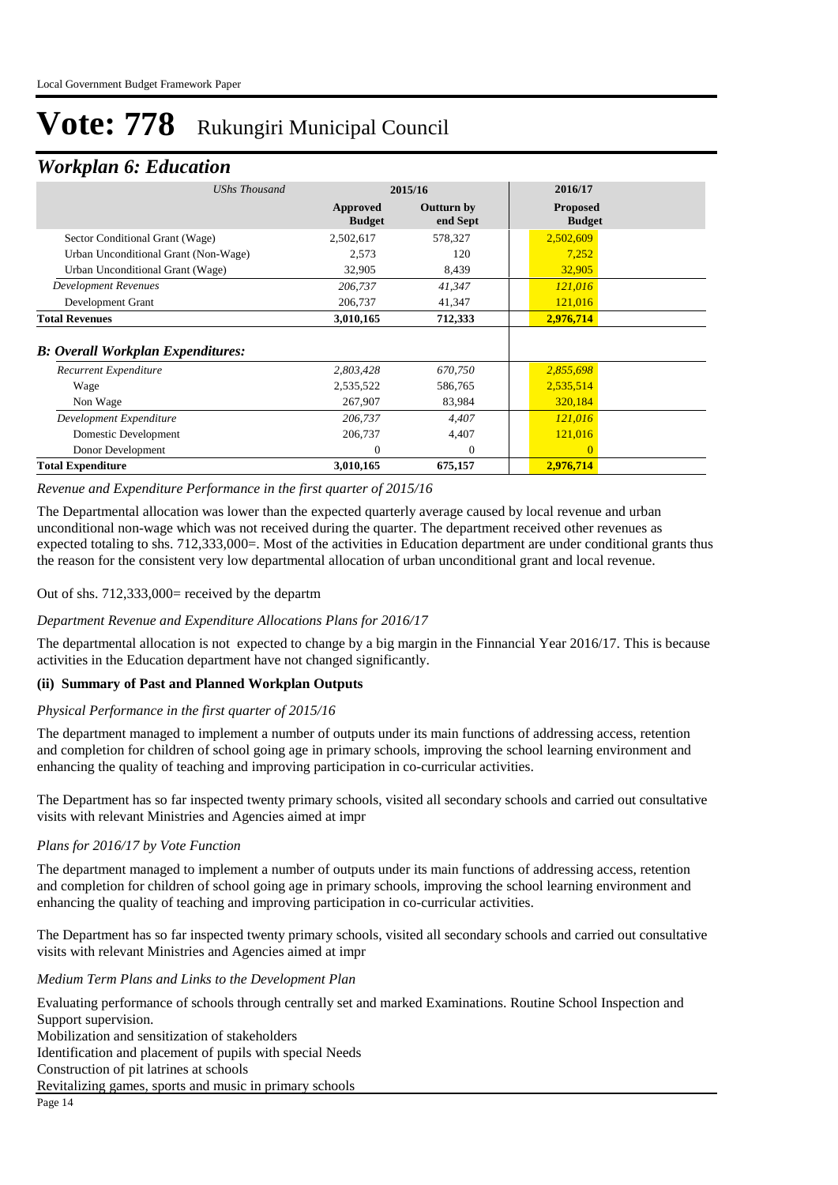# Vote: 778 Rukungiri Municipal Council

## Workplan 6: Education

| *UShs Thousand* | 2015/16 | | 2016/17 |
|---|---|---|---|
| | **Approved Budget** | **Outturn by end Sept** | **Proposed Budget** |
| Sector Conditional Grant (Wage) | 2,502,617 | 578,327 | 2,502,609 |
| Urban Unconditional Grant (Non-Wage) | 2,573 | 120 | 7,252 |
| Urban Unconditional Grant (Wage) | 32,905 | 8,439 | 32,905 |
| *Development Revenues* | *206,737* | *41,347* | *121,016* |
| Development Grant | 206,737 | 41,347 | 121,016 |
| **Total Revenues** | **3,010,165** | **712,333** | **2,976,714** |
| ***B: Overall Workplan Expenditures:*** | | | |
| *Recurrent Expenditure* | *2,803,428* | *670,750* | *2,855,698* |
| Wage | 2,535,522 | 586,765 | 2,535,514 |
| Non Wage | 267,907 | 83,984 | 320,184 |
| *Development Expenditure* | *206,737* | *4,407* | *121,016* |
| Domestic Development | 206,737 | 4,407 | 121,016 |
| Donor Development | 0 | 0 | 0 |
| **Total Expenditure** | **3,010,165** | **675,157** | **2,976,714** |

*Revenue and Expenditure Performance in the first quarter of 2015/16*

The Departmental allocation was lower than the expected quarterly average caused by local revenue and urban unconditional non-wage which was not received during the quarter. The department received other revenues as expected totaling to shs. 712,333,000=. Most of the activities in Education department are under conditional grants thus the reason for the consistent very low departmental allocation of urban unconditional grant and local revenue.

Out of shs. 712,333,000= received by the departm

*Department Revenue and Expenditure Allocations Plans for 2016/17*

The departmental allocation is not expected to change by a big margin in the Finnancial Year 2016/17. This is because activities in the Education department have not changed significantly.

**(ii) Summary of Past and Planned Workplan Outputs**

*Physical Performance in the first quarter of 2015/16*

The department managed to implement a number of outputs under its main functions of addressing access, retention and completion for children of school going age in primary schools, improving the school learning environment and enhancing the quality of teaching and improving participation in co-curricular activities.

The Department has so far inspected twenty primary schools, visited all secondary schools and carried out consultative visits with relevant Ministries and Agencies aimed at impr

*Plans for 2016/17 by Vote Function*

The department managed to implement a number of outputs under its main functions of addressing access, retention and completion for children of school going age in primary schools, improving the school learning environment and enhancing the quality of teaching and improving participation in co-curricular activities.

The Department has so far inspected twenty primary schools, visited all secondary schools and carried out consultative visits with relevant Ministries and Agencies aimed at impr

*Medium Term Plans and Links to the Development Plan*

Evaluating performance of schools through centrally set and marked Examinations. Routine School Inspection and Support supervision.
Mobilization and sensitization of stakeholders
Identification and placement of pupils with special Needs
Construction of pit latrines at schools
Revitalizing games, sports and music in primary schools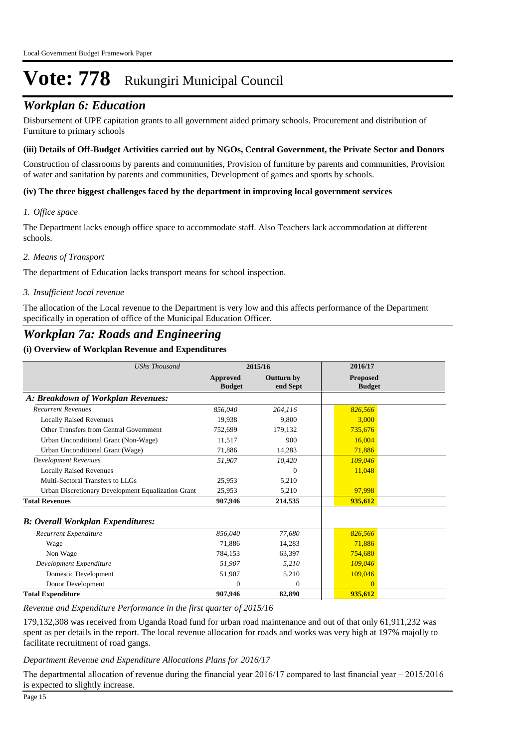# Vote: 778 Rukungiri Municipal Council

## *Workplan 6: Education*

Disbursement of UPE capitation grants to all government aided primary schools. Procurement and distribution of Furniture to primary schools

#### (iii) Details of Off-Budget Activities carried out by NGOs, Central Government, the Private Sector and Donors

Construction of classrooms by parents and communities, Provision of furniture by parents and communities, Provision of water and sanitation by parents and communities, Development of games and sports by schools.

#### (iv) The three biggest challenges faced by the department in improving local government services

*1. Office space*

The Department lacks enough office space to accommodate staff. Also Teachers lack accommodation at different schools.

*2. Means of Transport*

The department of Education lacks transport means for school inspection.

*3. Insufficient local revenue*

The allocation of the Local revenue to the Department is very low and this affects performance of the Department specifically in operation of office of the Municipal Education Officer.

## *Workplan 7a: Roads and Engineering*

#### (i) Overview of Workplan Revenue and Expenditures

| *UShs Thousand* | 2015/16 | | 2016/17 |
|---|---|---|---|
| | **Approved Budget** | **Outturn by end Sept** | **Proposed Budget** |
| ***A: Breakdown of Workplan Revenues:*** | | | |
| *Recurrent Revenues* | *856,040* | *204,116* | *826,566* |
| Locally Raised Revenues | 19,938 | 9,800 | 3,000 |
| Other Transfers from Central Government | 752,699 | 179,132 | 735,676 |
| Urban Unconditional Grant (Non-Wage) | 11,517 | 900 | 16,004 |
| Urban Unconditional Grant (Wage) | 71,886 | 14,283 | 71,886 |
| *Development Revenues* | *51,907* | *10,420* | *109,046* |
| Locally Raised Revenues | | 0 | 11,048 |
| Multi-Sectoral Transfers to LLGs | 25,953 | 5,210 | |
| Urban Discretionary Development Equalization Grant | 25,953 | 5,210 | 97,998 |
| **Total Revenues** | **907,946** | **214,535** | **935,612** |
| ***B: Overall Workplan Expenditures:*** | | | |
| *Recurrent Expenditure* | *856,040* | *77,680* | *826,566* |
| Wage | 71,886 | 14,283 | 71,886 |
| Non Wage | 784,153 | 63,397 | 754,680 |
| *Development Expenditure* | *51,907* | *5,210* | *109,046* |
| Domestic Development | 51,907 | 5,210 | 109,046 |
| Donor Development | 0 | 0 | 0 |
| **Total Expenditure** | **907,946** | **82,890** | **935,612** |

*Revenue and Expenditure Performance in the first quarter of 2015/16*

179,132,308 was received from Uganda Road fund for urban road maintenance and out of that only 61,911,232 was spent as per details in the report. The local revenue allocation for roads and works was very high at 197% majolly to facilitate recruitment of road gangs.

*Department Revenue and Expenditure Allocations Plans for 2016/17*

The departmental allocation of revenue during the financial year 2016/17 compared to last financial year – 2015/2016 is expected to slightly increase.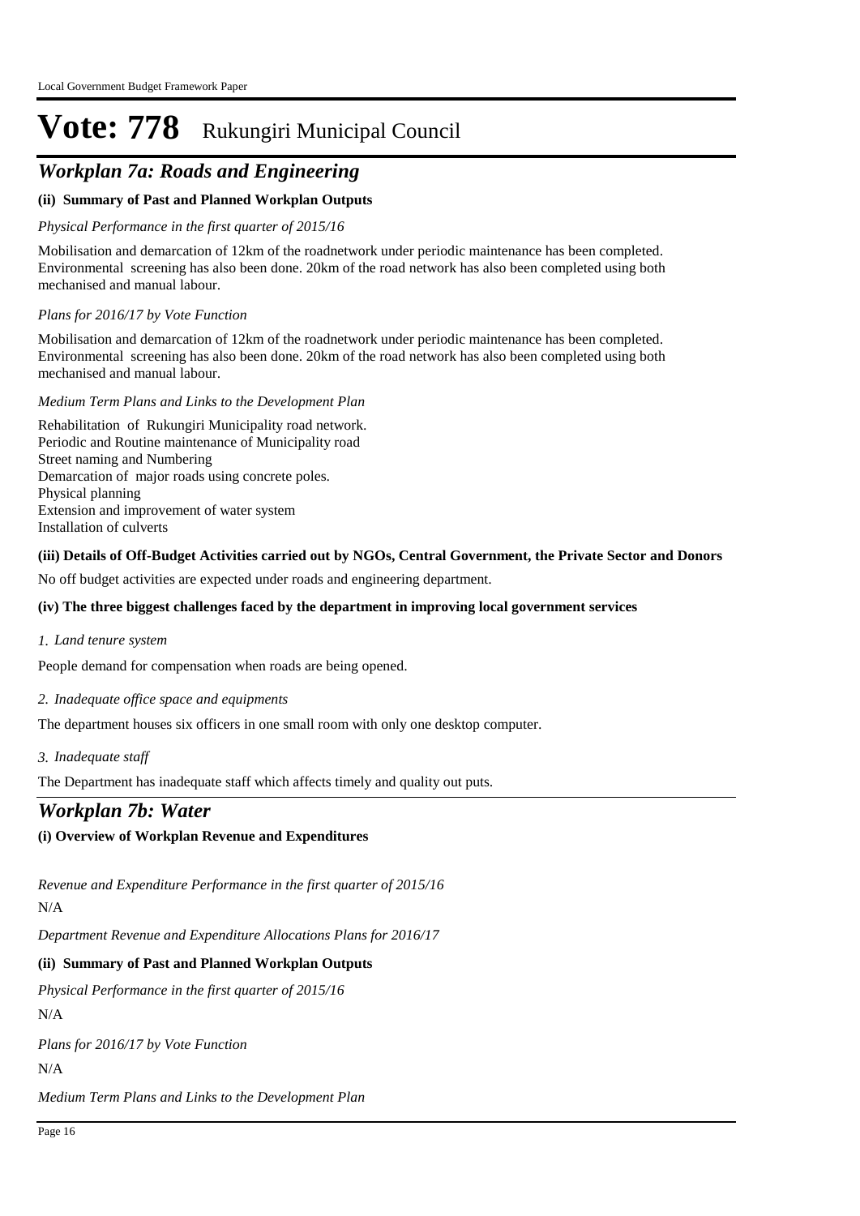# Vote: 778 Rukungiri Municipal Council

## Workplan 7a: Roads and Engineering

**(ii) Summary of Past and Planned Workplan Outputs**

*Physical Performance in the first quarter of 2015/16*

Mobilisation and demarcation of 12km of the roadnetwork under periodic maintenance has been completed. Environmental screening has also been done. 20km of the road network has also been completed using both mechanised and manual labour.

*Plans for 2016/17 by Vote Function*

Mobilisation and demarcation of 12km of the roadnetwork under periodic maintenance has been completed. Environmental screening has also been done. 20km of the road network has also been completed using both mechanised and manual labour.

*Medium Term Plans and Links to the Development Plan*

Rehabilitation of Rukungiri Municipality road network.
Periodic and Routine maintenance of Municipality road
Street naming and Numbering
Demarcation of major roads using concrete poles.
Physical planning
Extension and improvement of water system
Installation of culverts

**(iii) Details of Off-Budget Activities carried out by NGOs, Central Government, the Private Sector and Donors**

No off budget activities are expected under roads and engineering department.

**(iv) The three biggest challenges faced by the department in improving local government services**

*1. Land tenure system*

People demand for compensation when roads are being opened.

*2. Inadequate office space and equipments*

The department houses six officers in one small room with only one desktop computer.

*3. Inadequate staff*

The Department has inadequate staff which affects timely and quality out puts.

## Workplan 7b: Water

**(i) Overview of Workplan Revenue and Expenditures**

*Revenue and Expenditure Performance in the first quarter of 2015/16*

N/A

*Department Revenue and Expenditure Allocations Plans for 2016/17*

**(ii) Summary of Past and Planned Workplan Outputs**

*Physical Performance in the first quarter of 2015/16*

N/A

*Plans for 2016/17 by Vote Function*

N/A

*Medium Term Plans and Links to the Development Plan*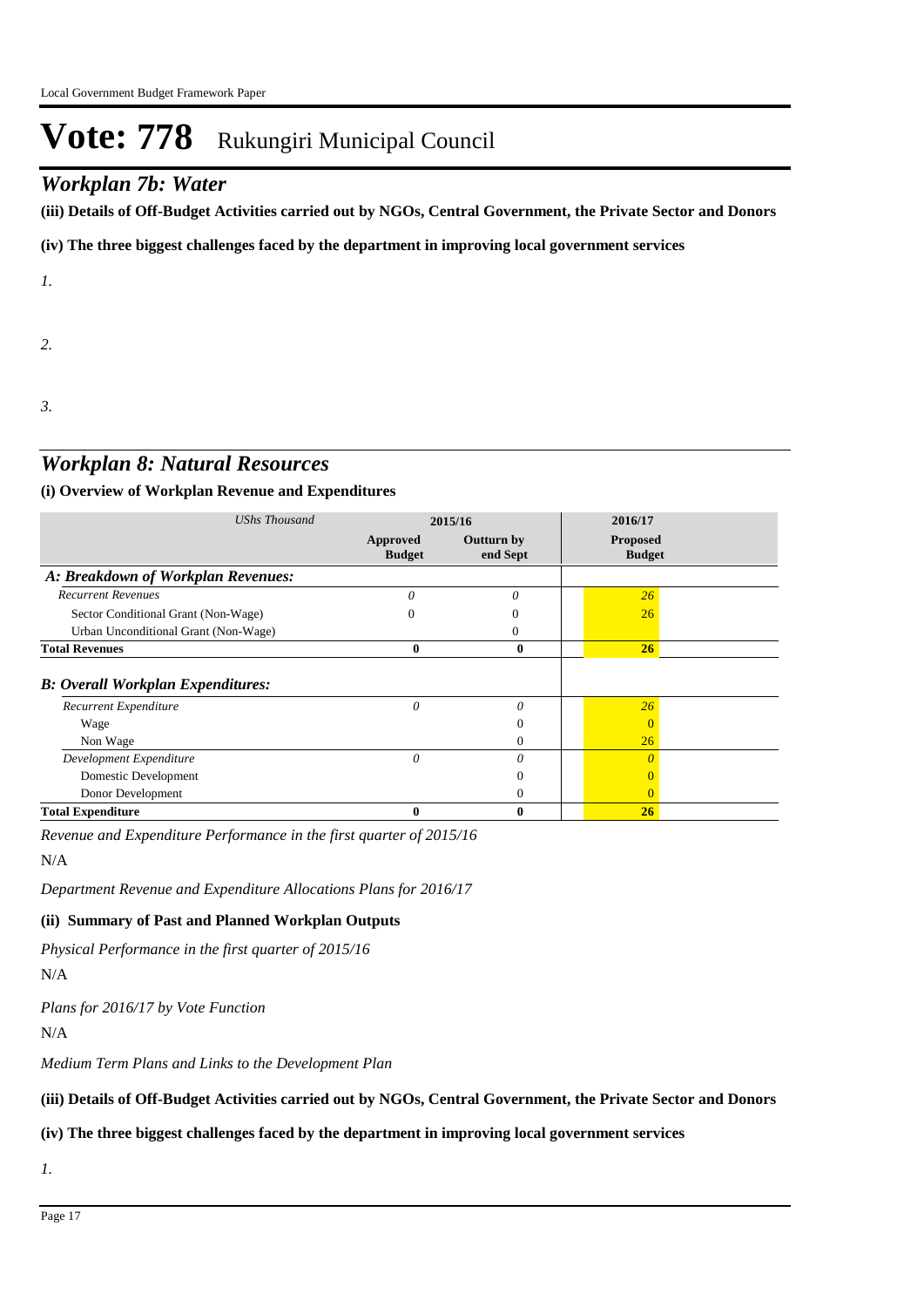# Vote: 778 Rukungiri Municipal Council

## *Workplan 7b: Water*

**(iii) Details of Off-Budget Activities carried out by NGOs, Central Government, the Private Sector and Donors**

**(iv) The three biggest challenges faced by the department in improving local government services**

*1.*

*2.*

*3.*

## *Workplan 8: Natural Resources*

**(i) Overview of Workplan Revenue and Expenditures**

| *UShs Thousand* | 2015/16 | | 2016/17 |
|---|---|---|---|
| | **Approved Budget** | **Outturn by end Sept** | **Proposed Budget** |
| ***A: Breakdown of Workplan Revenues:*** | | | |
| *Recurrent Revenues* | *0* | *0* | *26* |
| Sector Conditional Grant (Non-Wage) | 0 | 0 | 26 |
| Urban Unconditional Grant (Non-Wage) | | 0 | |
| **Total Revenues** | **0** | **0** | **26** |
| ***B: Overall Workplan Expenditures:*** | | | |
| *Recurrent Expenditure* | *0* | *0* | *26* |
| Wage | | 0 | 0 |
| Non Wage | | 0 | 26 |
| *Development Expenditure* | *0* | *0* | *0* |
| Domestic Development | | 0 | 0 |
| Donor Development | | 0 | 0 |
| **Total Expenditure** | **0** | **0** | **26** |

*Revenue and Expenditure Performance in the first quarter of 2015/16*

N/A

*Department Revenue and Expenditure Allocations Plans for 2016/17*

**(ii) Summary of Past and Planned Workplan Outputs**

*Physical Performance in the first quarter of 2015/16*

N/A

*Plans for 2016/17 by Vote Function*

N/A

*Medium Term Plans and Links to the Development Plan*

**(iii) Details of Off-Budget Activities carried out by NGOs, Central Government, the Private Sector and Donors**

**(iv) The three biggest challenges faced by the department in improving local government services**

*1.*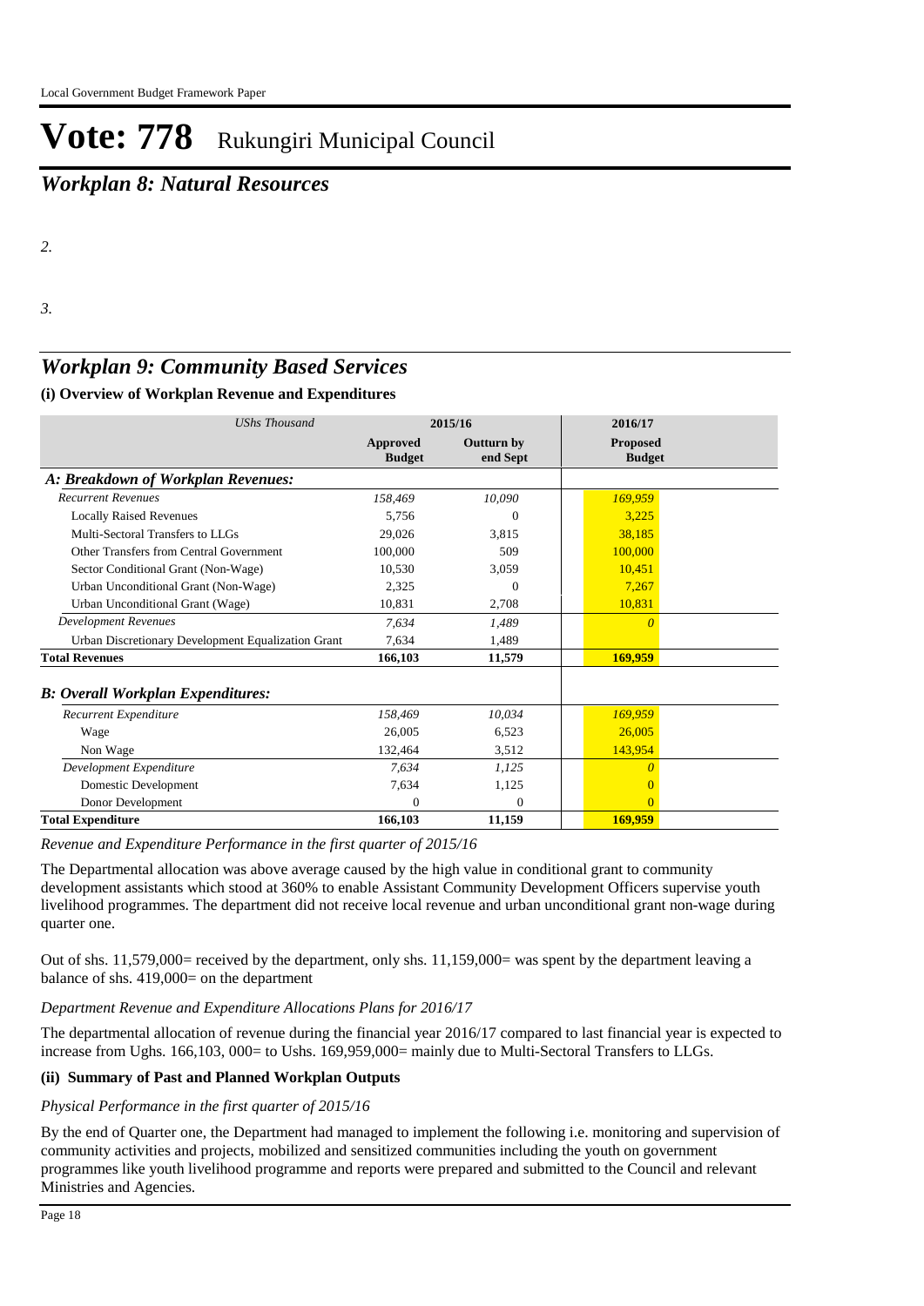# Vote: 778 Rukungiri Municipal Council

## *Workplan 8: Natural Resources*

*2.*

*3.*

## *Workplan 9: Community Based Services*

### (i) Overview of Workplan Revenue and Expenditures

| *UShs Thousand* | 2015/16 | | 2016/17 |
|---|---|---|---|
| | **Approved Budget** | **Outturn by end Sept** | **Proposed Budget** |
| ***A: Breakdown of Workplan Revenues:*** | | | |
| *Recurrent Revenues* | *158,469* | *10,090* | *169,959* |
| Locally Raised Revenues | 5,756 | 0 | 3,225 |
| Multi-Sectoral Transfers to LLGs | 29,026 | 3,815 | 38,185 |
| Other Transfers from Central Government | 100,000 | 509 | 100,000 |
| Sector Conditional Grant (Non-Wage) | 10,530 | 3,059 | 10,451 |
| Urban Unconditional Grant (Non-Wage) | 2,325 | 0 | 7,267 |
| Urban Unconditional Grant (Wage) | 10,831 | 2,708 | 10,831 |
| *Development Revenues* | *7,634* | *1,489* | *0* |
| Urban Discretionary Development Equalization Grant | 7,634 | 1,489 | |
| **Total Revenues** | **166,103** | **11,579** | **169,959** |
| ***B: Overall Workplan Expenditures:*** | | | |
| *Recurrent Expenditure* | *158,469* | *10,034* | *169,959* |
| Wage | 26,005 | 6,523 | 26,005 |
| Non Wage | 132,464 | 3,512 | 143,954 |
| *Development Expenditure* | *7,634* | *1,125* | *0* |
| Domestic Development | 7,634 | 1,125 | 0 |
| Donor Development | 0 | 0 | 0 |
| **Total Expenditure** | **166,103** | **11,159** | **169,959** |

*Revenue and Expenditure Performance in the first quarter of 2015/16*

The Departmental allocation was above average caused by the high value in conditional grant to community development assistants which stood at 360% to enable Assistant Community Development Officers supervise youth livelihood programmes. The department did not receive local revenue and urban unconditional grant non-wage during quarter one.

Out of shs. 11,579,000= received by the department, only shs. 11,159,000= was spent by the department leaving a balance of shs. 419,000= on the department

*Department Revenue and Expenditure Allocations Plans for 2016/17*

The departmental allocation of revenue during the financial year 2016/17 compared to last financial year is expected to increase from Ughs. 166,103, 000= to Ushs. 169,959,000= mainly due to Multi-Sectoral Transfers to LLGs.

### (ii) Summary of Past and Planned Workplan Outputs

*Physical Performance in the first quarter of 2015/16*

By the end of Quarter one, the Department had managed to implement the following i.e. monitoring and supervision of community activities and projects, mobilized and sensitized communities including the youth on government programmes like youth livelihood programme and reports were prepared and submitted to the Council and relevant Ministries and Agencies.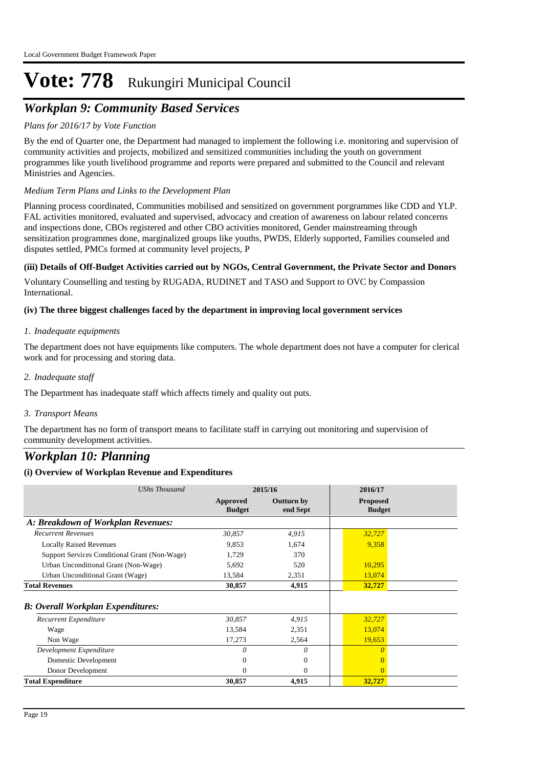# Vote: 778 Rukungiri Municipal Council

## *Workplan 9: Community Based Services*

*Plans for 2016/17 by Vote Function*

By the end of Quarter one, the Department had managed to implement the following i.e. monitoring and supervision of community activities and projects, mobilized and sensitized communities including the youth on government programmes like youth livelihood programme and reports were prepared and submitted to the Council and relevant Ministries and Agencies.

*Medium Term Plans and Links to the Development Plan*

Planning process coordinated, Communities mobilised and sensitized on government porgrammes like CDD and YLP. FAL activities monitored, evaluated and supervised, advocacy and creation of awareness on labour related concerns and inspections done, CBOs registered and other CBO activities monitored, Gender mainstreaming through sensitization programmes done, marginalized groups like youths, PWDS, Elderly supported, Families counseled and disputes settled, PMCs formed at community level projects, P

**(iii) Details of Off-Budget Activities carried out by NGOs, Central Government, the Private Sector and Donors**

Voluntary Counselling and testing by RUGADA, RUDINET and TASO and Support to OVC by Compassion International.

**(iv) The three biggest challenges faced by the department in improving local government services**

*1. Inadequate equipments*

The department does not have equipments like computers. The whole department does not have a computer for clerical work and for processing and storing data.

*2. Inadequate staff*

The Department has inadequate staff which affects timely and quality out puts.

*3. Transport Means*

The department has no form of transport means to facilitate staff in carrying out monitoring and supervision of community development activities.

## *Workplan 10: Planning*

**(i) Overview of Workplan Revenue and Expenditures**

| *UShs Thousand* | 2015/16 | | 2016/17 |
|---|---|---|---|
| | **Approved Budget** | **Outturn by end Sept** | **Proposed Budget** |
| ***A: Breakdown of Workplan Revenues:*** | | | |
| *Recurrent Revenues* | *30,857* | *4,915* | *32,727* |
| Locally Raised Revenues | 9,853 | 1,674 | 9,358 |
| Support Services Conditional Grant (Non-Wage) | 1,729 | 370 | |
| Urban Unconditional Grant (Non-Wage) | 5,692 | 520 | 10,295 |
| Urban Unconditional Grant (Wage) | 13,584 | 2,351 | 13,074 |
| **Total Revenues** | **30,857** | **4,915** | **32,727** |
| ***B: Overall Workplan Expenditures:*** | | | |
| *Recurrent Expenditure* | *30,857* | *4,915* | *32,727* |
| Wage | 13,584 | 2,351 | 13,074 |
| Non Wage | 17,273 | 2,564 | 19,653 |
| *Development Expenditure* | *0* | *0* | *0* |
| Domestic Development | 0 | 0 | 0 |
| Donor Development | 0 | 0 | 0 |
| **Total Expenditure** | **30,857** | **4,915** | **32,727** |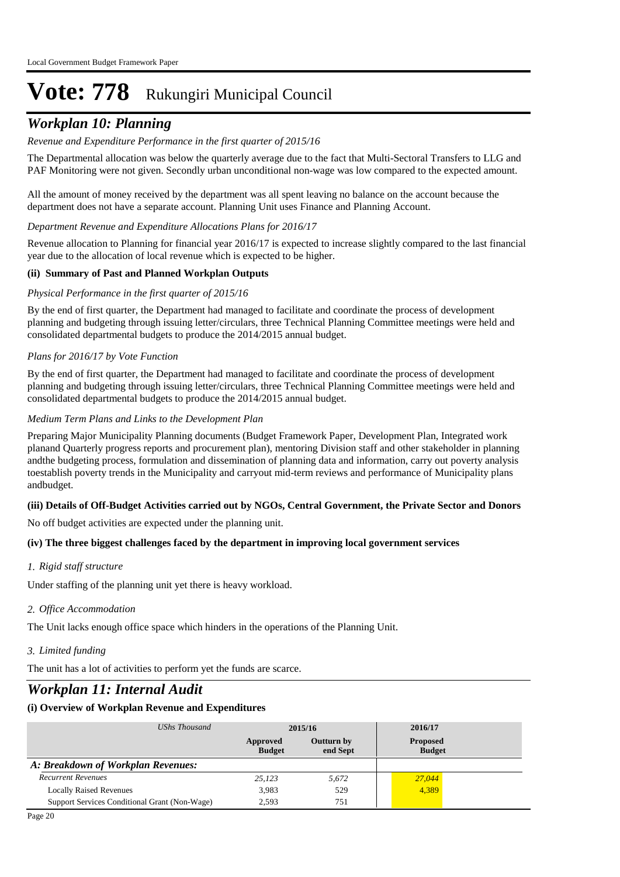Local Government Budget Framework Paper

# Vote: 778 Rukungiri Municipal Council

## *Workplan 10: Planning*

*Revenue and Expenditure Performance in the first quarter of 2015/16*

The Departmental allocation was below the quarterly average due to the fact that Multi-Sectoral Transfers to LLG and PAF Monitoring were not given. Secondly urban unconditional non-wage was low compared to the expected amount.

All the amount of money received by the department was all spent leaving no balance on the account because the department does not have a separate account. Planning Unit uses Finance and Planning Account.

*Department Revenue and Expenditure Allocations Plans for 2016/17*

Revenue allocation to Planning for financial year 2016/17 is expected to increase slightly compared to the last financial year due to the allocation of local revenue which is expected to be higher.

**(ii) Summary of Past and Planned Workplan Outputs**

*Physical Performance in the first quarter of 2015/16*

By the end of first quarter, the Department had managed to facilitate and coordinate the process of development planning and budgeting through issuing letter/circulars, three Technical Planning Committee meetings were held and consolidated departmental budgets to produce the 2014/2015 annual budget.

*Plans for 2016/17 by Vote Function*

By the end of first quarter, the Department had managed to facilitate and coordinate the process of development planning and budgeting through issuing letter/circulars, three Technical Planning Committee meetings were held and consolidated departmental budgets to produce the 2014/2015 annual budget.

*Medium Term Plans and Links to the Development Plan*

Preparing Major Municipality Planning documents (Budget Framework Paper, Development Plan, Integrated work planand Quarterly progress reports and procurement plan), mentoring Division staff and other stakeholder in planning andthe budgeting process, formulation and dissemination of planning data and information, carry out poverty analysis toestablish poverty trends in the Municipality and carryout mid-term reviews and performance of Municipality plans andbudget.

**(iii) Details of Off-Budget Activities carried out by NGOs, Central Government, the Private Sector and Donors**

No off budget activities are expected under the planning unit.

**(iv) The three biggest challenges faced by the department in improving local government services**

1. *Rigid staff structure*

Under staffing of the planning unit yet there is heavy workload.

2. *Office Accommodation*

The Unit lacks enough office space which hinders in the operations of the Planning Unit.

3. *Limited funding*

The unit has a lot of activities to perform yet the funds are scarce.

## *Workplan 11: Internal Audit*

**(i) Overview of Workplan Revenue and Expenditures**

| *UShs Thousand* | 2015/16 | | 2016/17 |
|---|---|---|---|
| | **Approved Budget** | **Outturn by end Sept** | **Proposed Budget** |
| ***A: Breakdown of Workplan Revenues:*** | | | |
| *Recurrent Revenues* | *25,123* | *5,672* | *27,044* |
| Locally Raised Revenues | 3,983 | 529 | 4,389 |
| Support Services Conditional Grant (Non-Wage) | 2,593 | 751 | |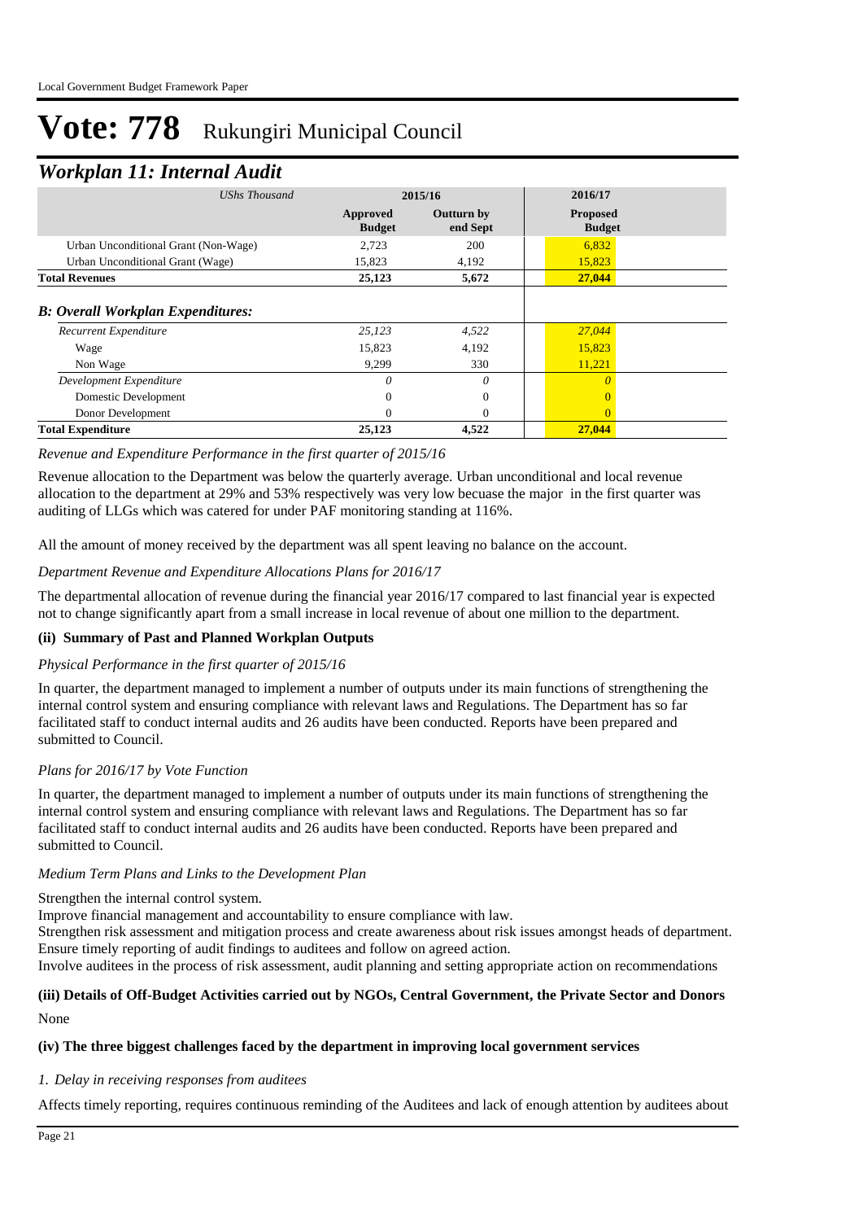# Vote: 778 Rukungiri Municipal Council

## *Workplan 11: Internal Audit*

| *UShs Thousand* | 2015/16 | | 2016/17 |
|---|---|---|---|
| | **Approved Budget** | **Outturn by end Sept** | **Proposed Budget** |
| Urban Unconditional Grant (Non-Wage) | 2,723 | 200 | 6,832 |
| Urban Unconditional Grant (Wage) | 15,823 | 4,192 | 15,823 |
| **Total Revenues** | **25,123** | **5,672** | **27,044** |
| ***B: Overall Workplan Expenditures:*** | | | |
| *Recurrent Expenditure* | *25,123* | *4,522* | *27,044* |
| Wage | 15,823 | 4,192 | 15,823 |
| Non Wage | 9,299 | 330 | 11,221 |
| *Development Expenditure* | *0* | *0* | *0* |
| Domestic Development | 0 | 0 | 0 |
| Donor Development | 0 | 0 | 0 |
| **Total Expenditure** | **25,123** | **4,522** | **27,044** |

*Revenue and Expenditure Performance in the first quarter of 2015/16*

Revenue allocation to the Department was below the quarterly average. Urban unconditional and local revenue allocation to the department at 29% and 53% respectively was very low becuase the major in the first quarter was auditing of LLGs which was catered for under PAF monitoring standing at 116%.

All the amount of money received by the department was all spent leaving no balance on the account.

*Department Revenue and Expenditure Allocations Plans for 2016/17*

The departmental allocation of revenue during the financial year 2016/17 compared to last financial year is expected not to change significantly apart from a small increase in local revenue of about one million to the department.

**(ii) Summary of Past and Planned Workplan Outputs**

*Physical Performance in the first quarter of 2015/16*

In quarter, the department managed to implement a number of outputs under its main functions of strengthening the internal control system and ensuring compliance with relevant laws and Regulations. The Department has so far facilitated staff to conduct internal audits and 26 audits have been conducted. Reports have been prepared and submitted to Council.

*Plans for 2016/17 by Vote Function*

In quarter, the department managed to implement a number of outputs under its main functions of strengthening the internal control system and ensuring compliance with relevant laws and Regulations. The Department has so far facilitated staff to conduct internal audits and 26 audits have been conducted. Reports have been prepared and submitted to Council.

*Medium Term Plans and Links to the Development Plan*

Strengthen the internal control system.
Improve financial management and accountability to ensure compliance with law.
Strengthen risk assessment and mitigation process and create awareness about risk issues amongst heads of department.
Ensure timely reporting of audit findings to auditees and follow on agreed action.
Involve auditees in the process of risk assessment, audit planning and setting appropriate action on recommendations

**(iii) Details of Off-Budget Activities carried out by NGOs, Central Government, the Private Sector and Donors**

None

**(iv) The three biggest challenges faced by the department in improving local government services**

*1. Delay in receiving responses from auditees*

Affects timely reporting, requires continuous reminding of the Auditees and lack of enough attention by auditees about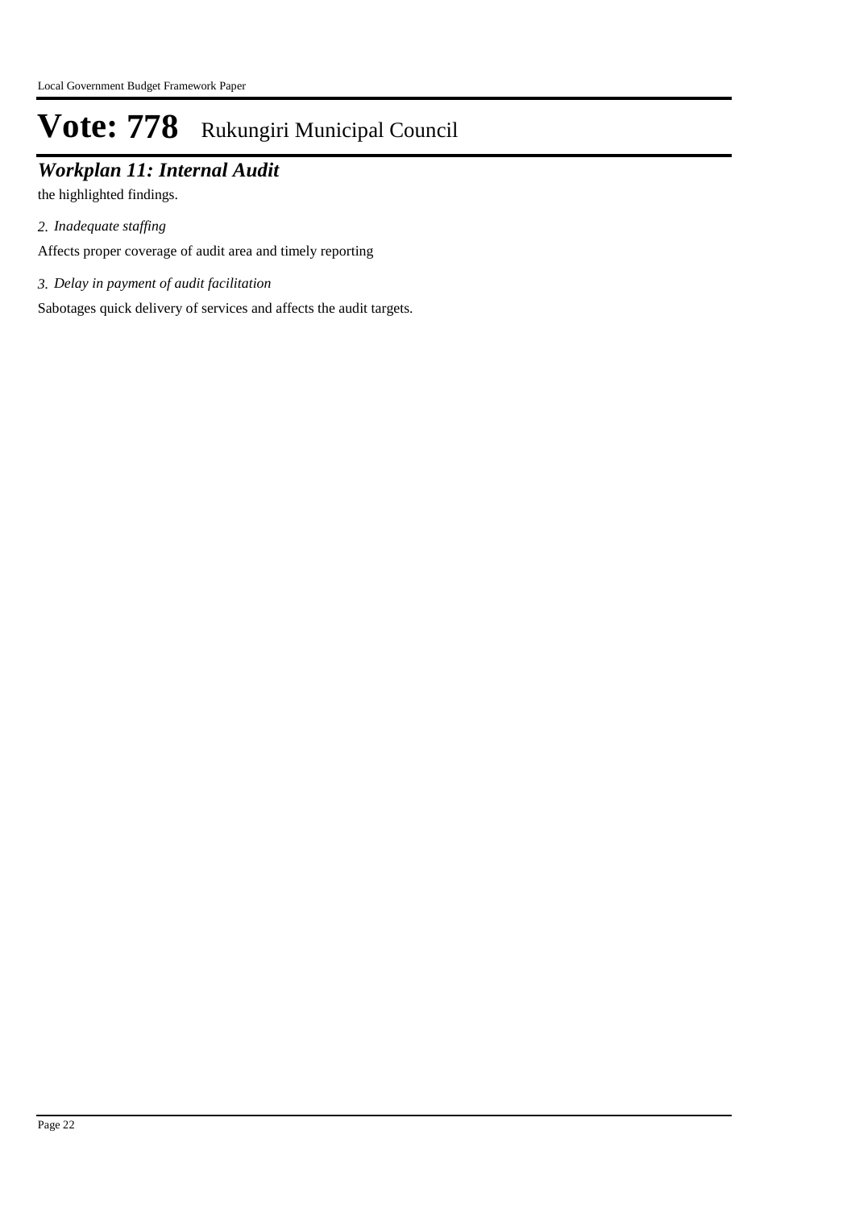# Vote: 778 Rukungiri Municipal Council

## *Workplan 11: Internal Audit*

the highlighted findings.

*2. Inadequate staffing*

Affects proper coverage of audit area and timely reporting

*3. Delay in payment of audit facilitation*

Sabotages quick delivery of services and affects the audit targets.